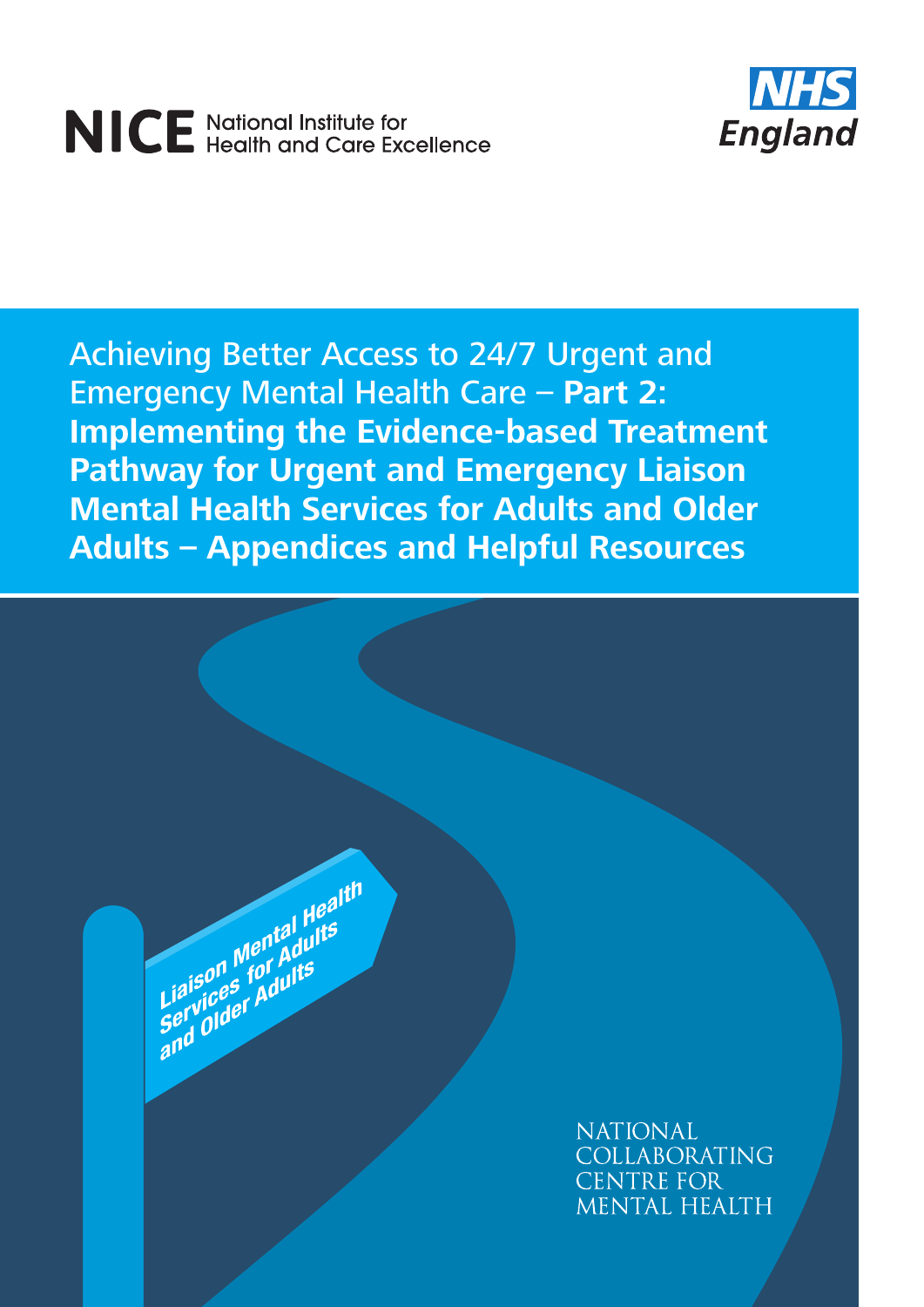NICE National Institute for Health and Care Excellence

NHS England

# Achieving Better Access to 24/7 Urgent and Emergency Mental Health Care – **Part 2: Implementing the Evidence-based Treatment Pathway for Urgent and Emergency Liaison Mental Health Services for Adults and Older Adults – Appendices and Helpful Resources**

Liaison Mental Health Services for Adults and Older Adults

NATIONAL COLLABORATING CENTRE FOR MENTAL HEALTH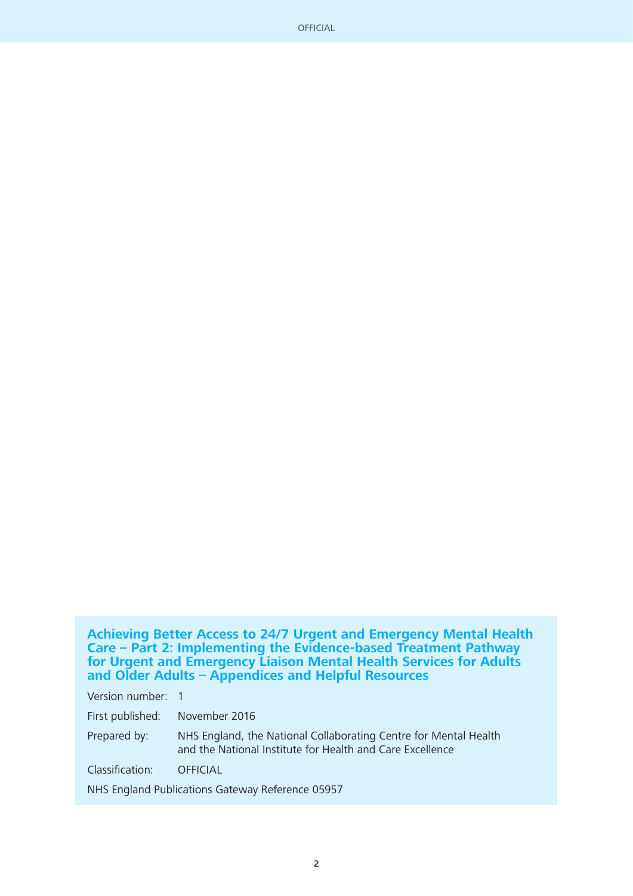**Achieving Better Access to 24/7 Urgent and Emergency Mental Health Care – Part 2: Implementing the Evidence-based Treatment Pathway for Urgent and Emergency Liaison Mental Health Services for Adults and Older Adults – Appendices and Helpful Resources**

Version number: 1

First published: November 2016

Prepared by: NHS England, the National Collaborating Centre for Mental Health and the National Institute for Health and Care Excellence

Classification: OFFICIAL

NHS England Publications Gateway Reference 05957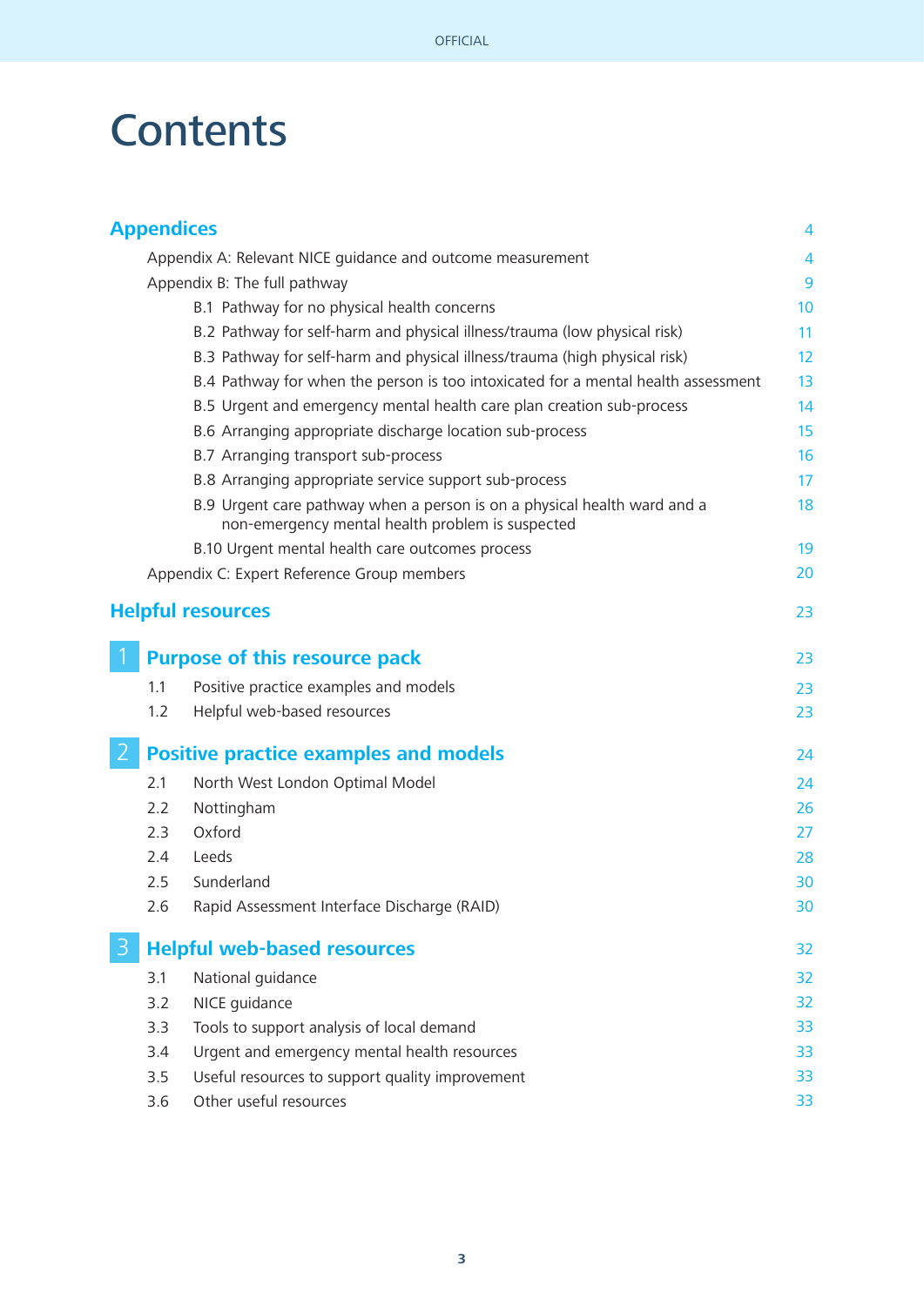# Contents

| | |
|---|---|
| **Appendices** | 4 |
| Appendix A: Relevant NICE guidance and outcome measurement | 4 |
| Appendix B: The full pathway | 9 |
| B.1 Pathway for no physical health concerns | 10 |
| B.2 Pathway for self-harm and physical illness/trauma (low physical risk) | 11 |
| B.3 Pathway for self-harm and physical illness/trauma (high physical risk) | 12 |
| B.4 Pathway for when the person is too intoxicated for a mental health assessment | 13 |
| B.5 Urgent and emergency mental health care plan creation sub-process | 14 |
| B.6 Arranging appropriate discharge location sub-process | 15 |
| B.7 Arranging transport sub-process | 16 |
| B.8 Arranging appropriate service support sub-process | 17 |
| B.9 Urgent care pathway when a person is on a physical health ward and a non-emergency mental health problem is suspected | 18 |
| B.10 Urgent mental health care outcomes process | 19 |
| Appendix C: Expert Reference Group members | 20 |
| **Helpful resources** | 23 |
| **1 Purpose of this resource pack** | 23 |
| 1.1 Positive practice examples and models | 23 |
| 1.2 Helpful web-based resources | 23 |
| **2 Positive practice examples and models** | 24 |
| 2.1 North West London Optimal Model | 24 |
| 2.2 Nottingham | 26 |
| 2.3 Oxford | 27 |
| 2.4 Leeds | 28 |
| 2.5 Sunderland | 30 |
| 2.6 Rapid Assessment Interface Discharge (RAID) | 30 |
| **3 Helpful web-based resources** | 32 |
| 3.1 National guidance | 32 |
| 3.2 NICE guidance | 32 |
| 3.3 Tools to support analysis of local demand | 33 |
| 3.4 Urgent and emergency mental health resources | 33 |
| 3.5 Useful resources to support quality improvement | 33 |
| 3.6 Other useful resources | 33 |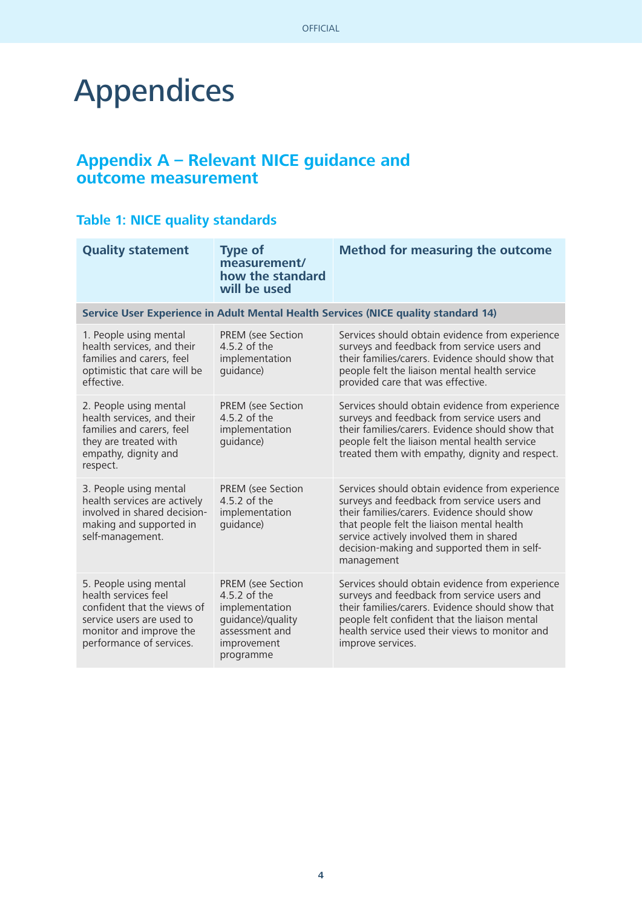# Appendices

## Appendix A – Relevant NICE guidance and outcome measurement

### Table 1: NICE quality standards

| Quality statement | Type of measurement/ how the standard will be used | Method for measuring the outcome |
|---|---|---|
| **Service User Experience in Adult Mental Health Services (NICE quality standard 14)** | | |
| 1. People using mental health services, and their families and carers, feel optimistic that care will be effective. | PREM (see Section 4.5.2 of the implementation guidance) | Services should obtain evidence from experience surveys and feedback from service users and their families/carers. Evidence should show that people felt the liaison mental health service provided care that was effective. |
| 2. People using mental health services, and their families and carers, feel they are treated with empathy, dignity and respect. | PREM (see Section 4.5.2 of the implementation guidance) | Services should obtain evidence from experience surveys and feedback from service users and their families/carers. Evidence should show that people felt the liaison mental health service treated them with empathy, dignity and respect. |
| 3. People using mental health services are actively involved in shared decision-making and supported in self-management. | PREM (see Section 4.5.2 of the implementation guidance) | Services should obtain evidence from experience surveys and feedback from service users and their families/carers. Evidence should show that people felt the liaison mental health service actively involved them in shared decision-making and supported them in self-management |
| 5. People using mental health services feel confident that the views of service users are used to monitor and improve the performance of services. | PREM (see Section 4.5.2 of the implementation guidance)/quality assessment and improvement programme | Services should obtain evidence from experience surveys and feedback from service users and their families/carers. Evidence should show that people felt confident that the liaison mental health service used their views to monitor and improve services. |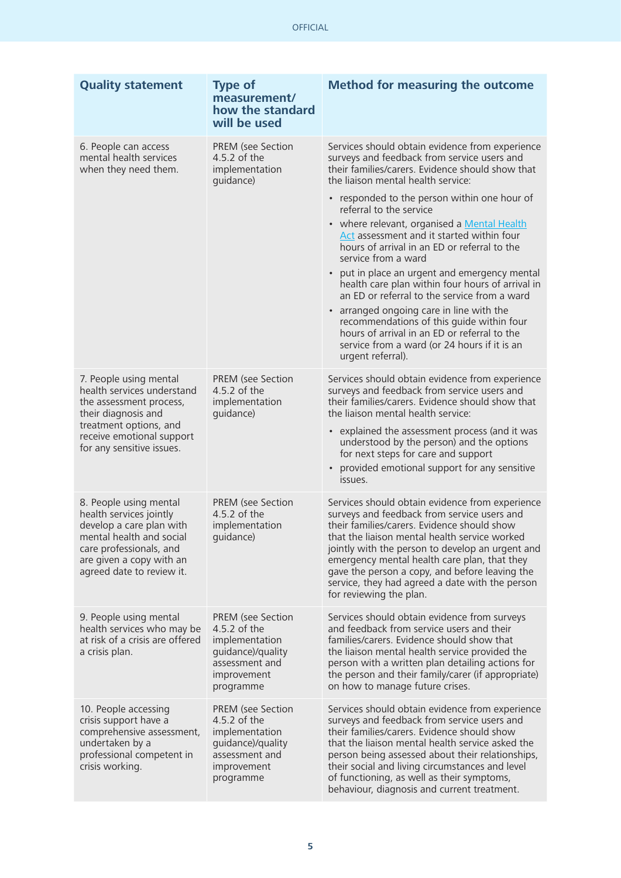| Quality statement | Type of measurement/ how the standard will be used | Method for measuring the outcome |
|---|---|---|
| 6. People can access mental health services when they need them. | PREM (see Section 4.5.2 of the implementation guidance) | Services should obtain evidence from experience surveys and feedback from service users and their families/carers. Evidence should show that the liaison mental health service:<br>• responded to the person within one hour of referral to the service<br>• where relevant, organised a Mental Health Act assessment and it started within four hours of arrival in an ED or referral to the service from a ward<br>• put in place an urgent and emergency mental health care plan within four hours of arrival in an ED or referral to the service from a ward<br>• arranged ongoing care in line with the recommendations of this guide within four hours of arrival in an ED or referral to the service from a ward (or 24 hours if it is an urgent referral). |
| 7. People using mental health services understand the assessment process, their diagnosis and treatment options, and receive emotional support for any sensitive issues. | PREM (see Section 4.5.2 of the implementation guidance) | Services should obtain evidence from experience surveys and feedback from service users and their families/carers. Evidence should show that the liaison mental health service:<br>• explained the assessment process (and it was understood by the person) and the options for next steps for care and support<br>• provided emotional support for any sensitive issues. |
| 8. People using mental health services jointly develop a care plan with mental health and social care professionals, and are given a copy with an agreed date to review it. | PREM (see Section 4.5.2 of the implementation guidance) | Services should obtain evidence from experience surveys and feedback from service users and their families/carers. Evidence should show that the liaison mental health service worked jointly with the person to develop an urgent and emergency mental health care plan, that they gave the person a copy, and before leaving the service, they had agreed a date with the person for reviewing the plan. |
| 9. People using mental health services who may be at risk of a crisis are offered a crisis plan. | PREM (see Section 4.5.2 of the implementation guidance)/quality assessment and improvement programme | Services should obtain evidence from surveys and feedback from service users and their families/carers. Evidence should show that the liaison mental health service provided the person with a written plan detailing actions for the person and their family/carer (if appropriate) on how to manage future crises. |
| 10. People accessing crisis support have a comprehensive assessment, undertaken by a professional competent in crisis working. | PREM (see Section 4.5.2 of the implementation guidance)/quality assessment and improvement programme | Services should obtain evidence from experience surveys and feedback from service users and their families/carers. Evidence should show that the liaison mental health service asked the person being assessed about their relationships, their social and living circumstances and level of functioning, as well as their symptoms, behaviour, diagnosis and current treatment. |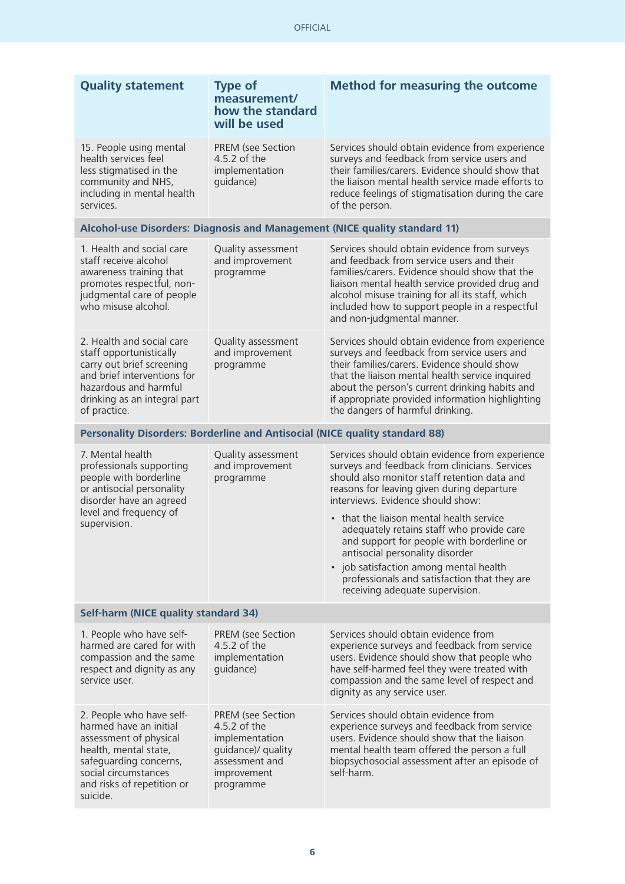| Quality statement | Type of measurement/ how the standard will be used | Method for measuring the outcome |
|---|---|---|
| 15. People using mental health services feel less stigmatised in the community and NHS, including in mental health services. | PREM (see Section 4.5.2 of the implementation guidance) | Services should obtain evidence from experience surveys and feedback from service users and their families/carers. Evidence should show that the liaison mental health service made efforts to reduce feelings of stigmatisation during the care of the person. |
| **Alcohol-use Disorders: Diagnosis and Management (NICE quality standard 11)** | | |
| 1. Health and social care staff receive alcohol awareness training that promotes respectful, non-judgmental care of people who misuse alcohol. | Quality assessment and improvement programme | Services should obtain evidence from surveys and feedback from service users and their families/carers. Evidence should show that the liaison mental health service provided drug and alcohol misuse training for all its staff, which included how to support people in a respectful and non-judgmental manner. |
| 2. Health and social care staff opportunistically carry out brief screening and brief interventions for hazardous and harmful drinking as an integral part of practice. | Quality assessment and improvement programme | Services should obtain evidence from experience surveys and feedback from service users and their families/carers. Evidence should show that the liaison mental health service inquired about the person's current drinking habits and if appropriate provided information highlighting the dangers of harmful drinking. |
| **Personality Disorders: Borderline and Antisocial (NICE quality standard 88)** | | |
| 7. Mental health professionals supporting people with borderline or antisocial personality disorder have an agreed level and frequency of supervision. | Quality assessment and improvement programme | Services should obtain evidence from experience surveys and feedback from clinicians. Services should also monitor staff retention data and reasons for leaving given during departure interviews. Evidence should show:<br>• that the liaison mental health service adequately retains staff who provide care and support for people with borderline or antisocial personality disorder<br>• job satisfaction among mental health professionals and satisfaction that they are receiving adequate supervision. |
| **Self-harm (NICE quality standard 34)** | | |
| 1. People who have self-harmed are cared for with compassion and the same respect and dignity as any service user. | PREM (see Section 4.5.2 of the implementation guidance) | Services should obtain evidence from experience surveys and feedback from service users. Evidence should show that people who have self-harmed feel they were treated with compassion and the same level of respect and dignity as any service user. |
| 2. People who have self-harmed have an initial assessment of physical health, mental state, safeguarding concerns, social circumstances and risks of repetition or suicide. | PREM (see Section 4.5.2 of the implementation guidance)/ quality assessment and improvement programme | Services should obtain evidence from experience surveys and feedback from service users. Evidence should show that the liaison mental health team offered the person a full biopsychosocial assessment after an episode of self-harm. |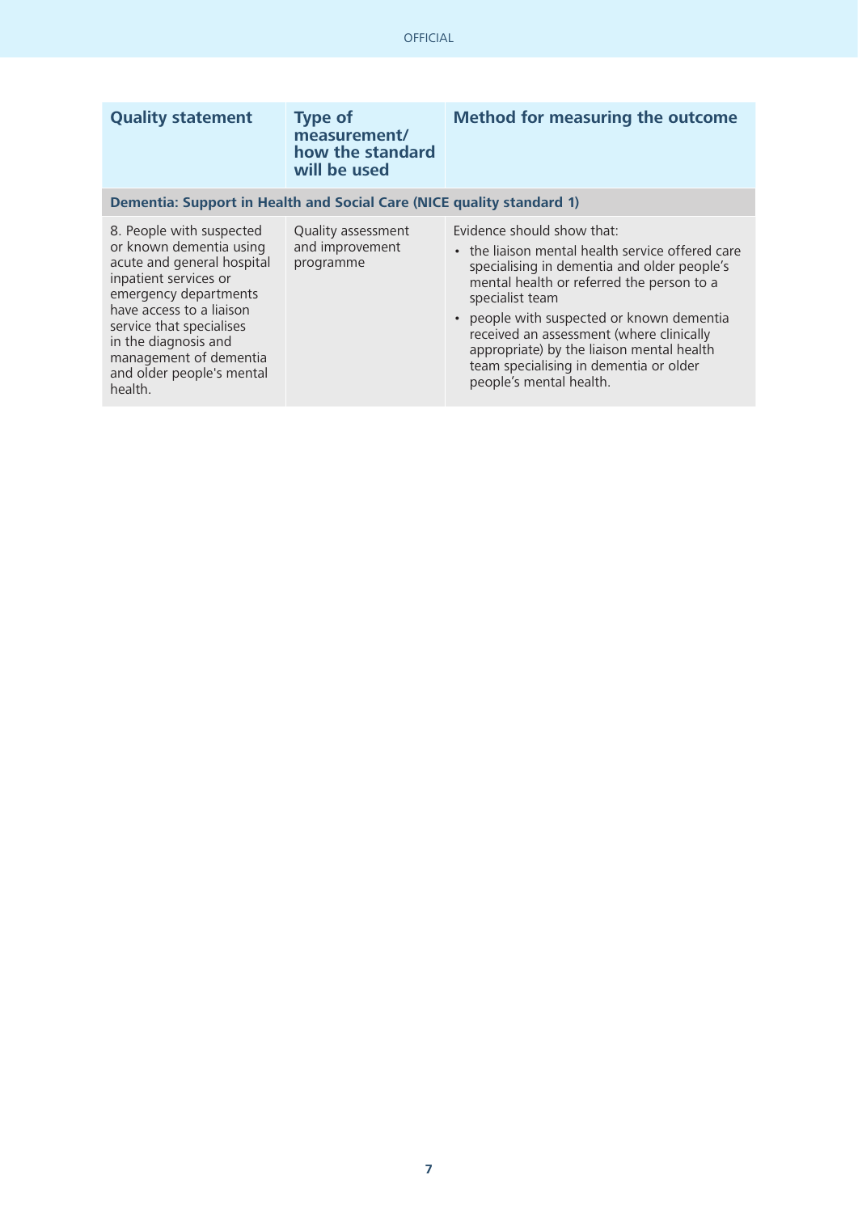| Quality statement | Type of measurement/ how the standard will be used | Method for measuring the outcome |
| --- | --- | --- |
| **Dementia: Support in Health and Social Care (NICE quality standard 1)** | | |
| 8. People with suspected or known dementia using acute and general hospital inpatient services or emergency departments have access to a liaison service that specialises in the diagnosis and management of dementia and older people's mental health. | Quality assessment and improvement programme | Evidence should show that:<br>• the liaison mental health service offered care specialising in dementia and older people's mental health or referred the person to a specialist team<br>• people with suspected or known dementia received an assessment (where clinically appropriate) by the liaison mental health team specialising in dementia or older people's mental health. |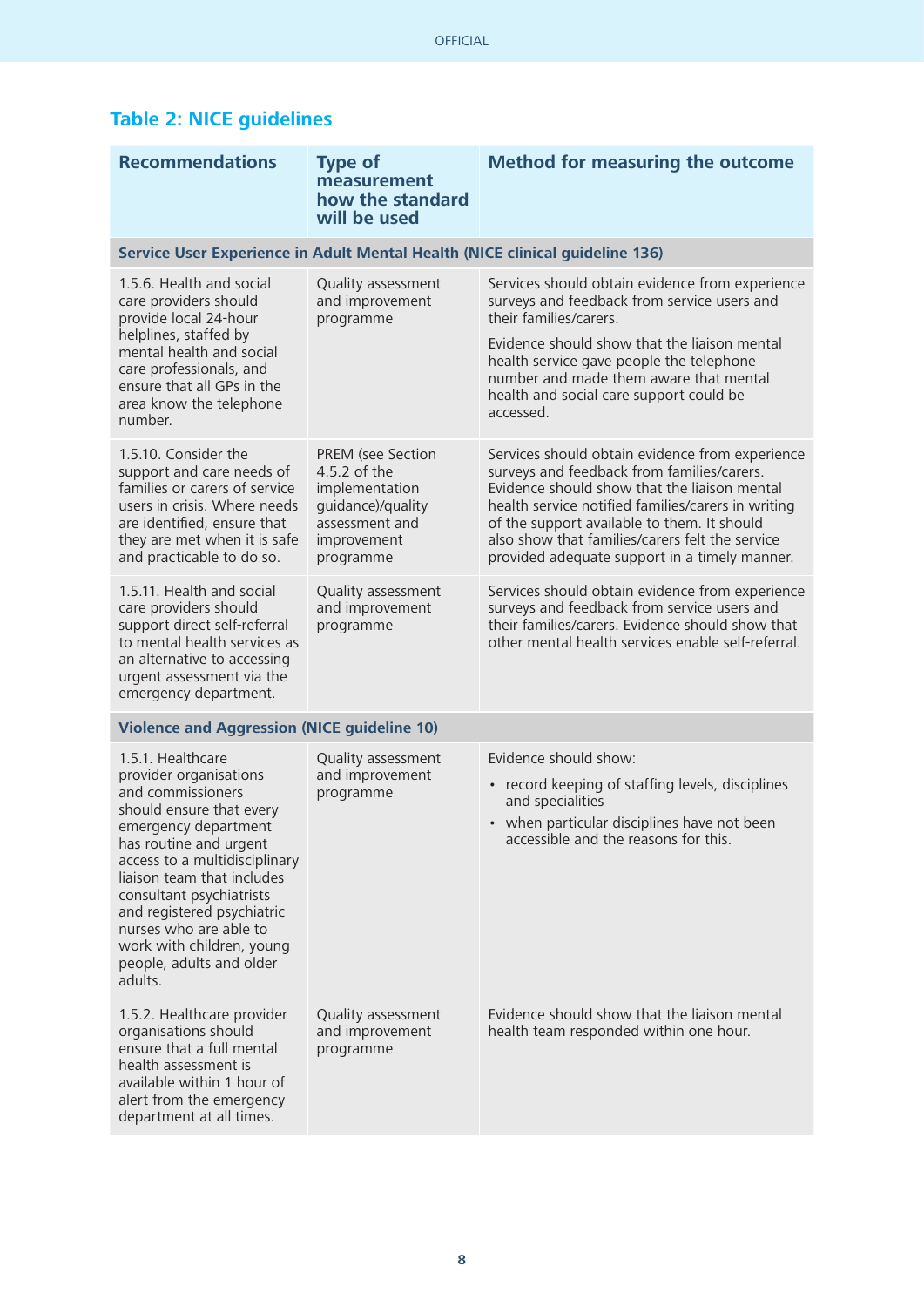## Table 2: NICE guidelines

| Recommendations | Type of measurement how the standard will be used | Method for measuring the outcome |
|---|---|---|
| **Service User Experience in Adult Mental Health (NICE clinical guideline 136)** | | |
| 1.5.6. Health and social care providers should provide local 24-hour helplines, staffed by mental health and social care professionals, and ensure that all GPs in the area know the telephone number. | Quality assessment and improvement programme | Services should obtain evidence from experience surveys and feedback from service users and their families/carers.<br><br>Evidence should show that the liaison mental health service gave people the telephone number and made them aware that mental health and social care support could be accessed. |
| 1.5.10. Consider the support and care needs of families or carers of service users in crisis. Where needs are identified, ensure that they are met when it is safe and practicable to do so. | PREM (see Section 4.5.2 of the implementation guidance)/quality assessment and improvement programme | Services should obtain evidence from experience surveys and feedback from families/carers. Evidence should show that the liaison mental health service notified families/carers in writing of the support available to them. It should also show that families/carers felt the service provided adequate support in a timely manner. |
| 1.5.11. Health and social care providers should support direct self-referral to mental health services as an alternative to accessing urgent assessment via the emergency department. | Quality assessment and improvement programme | Services should obtain evidence from experience surveys and feedback from service users and their families/carers. Evidence should show that other mental health services enable self-referral. |
| **Violence and Aggression (NICE guideline 10)** | | |
| 1.5.1. Healthcare provider organisations and commissioners should ensure that every emergency department has routine and urgent access to a multidisciplinary liaison team that includes consultant psychiatrists and registered psychiatric nurses who are able to work with children, young people, adults and older adults. | Quality assessment and improvement programme | Evidence should show:<br>• record keeping of staffing levels, disciplines and specialities<br>• when particular disciplines have not been accessible and the reasons for this. |
| 1.5.2. Healthcare provider organisations should ensure that a full mental health assessment is available within 1 hour of alert from the emergency department at all times. | Quality assessment and improvement programme | Evidence should show that the liaison mental health team responded within one hour. |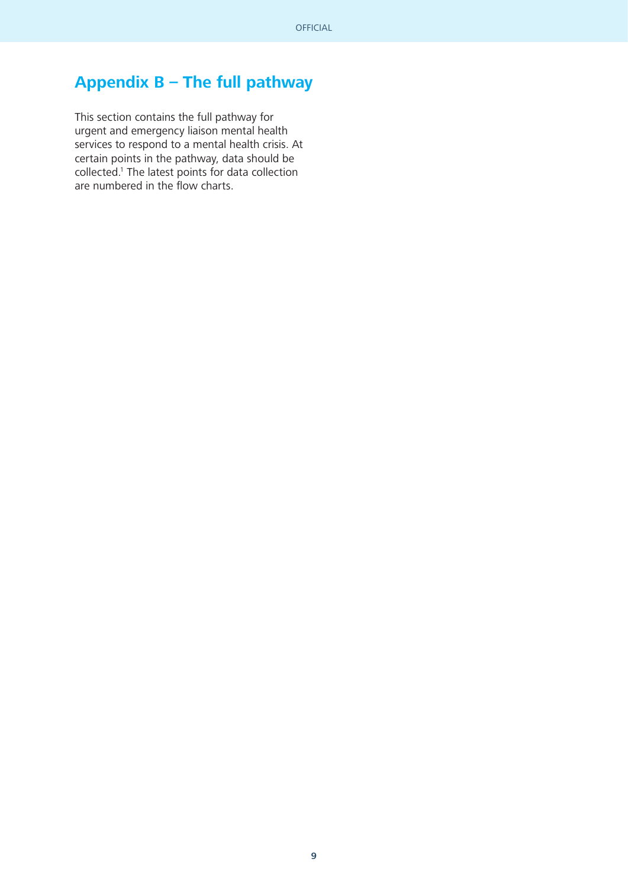# Appendix B – The full pathway

This section contains the full pathway for urgent and emergency liaison mental health services to respond to a mental health crisis. At certain points in the pathway, data should be collected.[1] The latest points for data collection are numbered in the flow charts.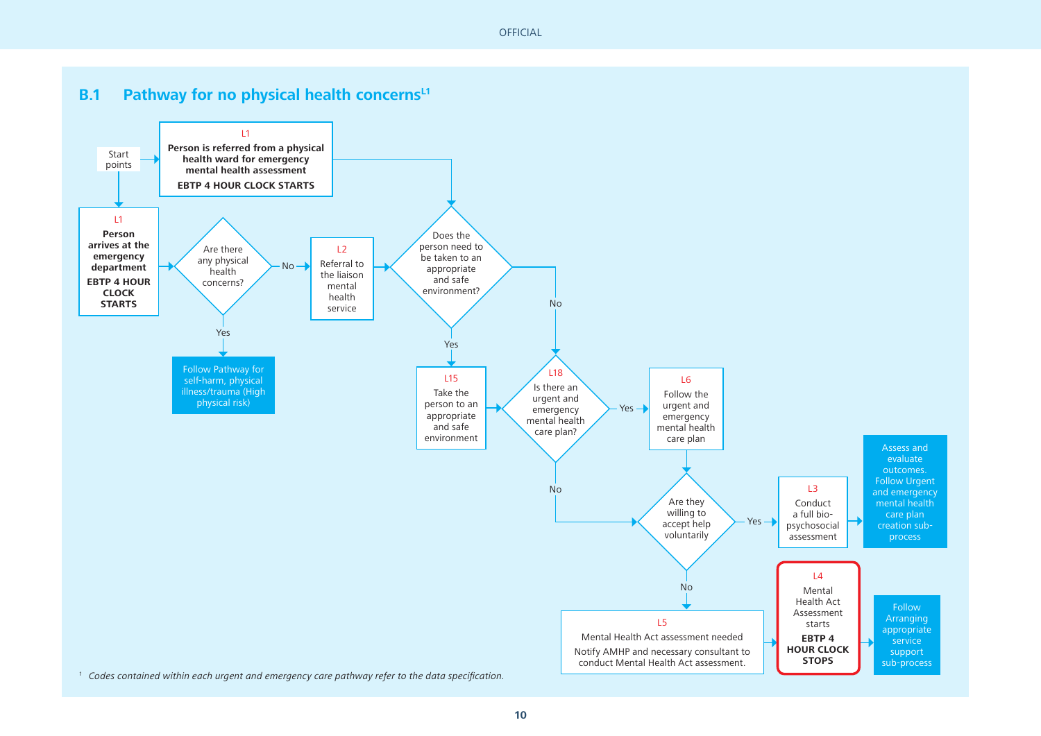## B.1 Pathway for no physical health concerns[L1]

Start points

**L1**
**Person is referred from a physical health ward for emergency mental health assessment**
**EBTP 4 HOUR CLOCK STARTS**

**L1**
**Person arrives at the emergency department**
**EBTP 4 HOUR CLOCK STARTS**

Are there any physical health concerns?

- Yes → Follow Pathway for self-harm, physical illness/trauma (High physical risk)
- No → **L2** Referral to the liaison mental health service

Does the person need to be taken to an appropriate and safe environment?

- Yes → **L15** Take the person to an appropriate and safe environment
- No → **L18**

**L18** Is there an urgent and emergency mental health care plan?

- Yes → **L6** Follow the urgent and emergency mental health care plan
- No → Are they willing to accept help voluntarily

Are they willing to accept help voluntarily

- Yes → **L3** Conduct a full bio-psychosocial assessment → Assess and evaluate outcomes. Follow Urgent and emergency mental health care plan creation sub-process
- No → **L5** Mental Health Act assessment needed. Notify AMHP and necessary consultant to conduct Mental Health Act assessment.

**L4** Mental Health Act Assessment starts
**EBTP 4 HOUR CLOCK STOPS**

→ Follow Arranging appropriate service support sub-process

[1] *Codes contained within each urgent and emergency care pathway refer to the data specification.*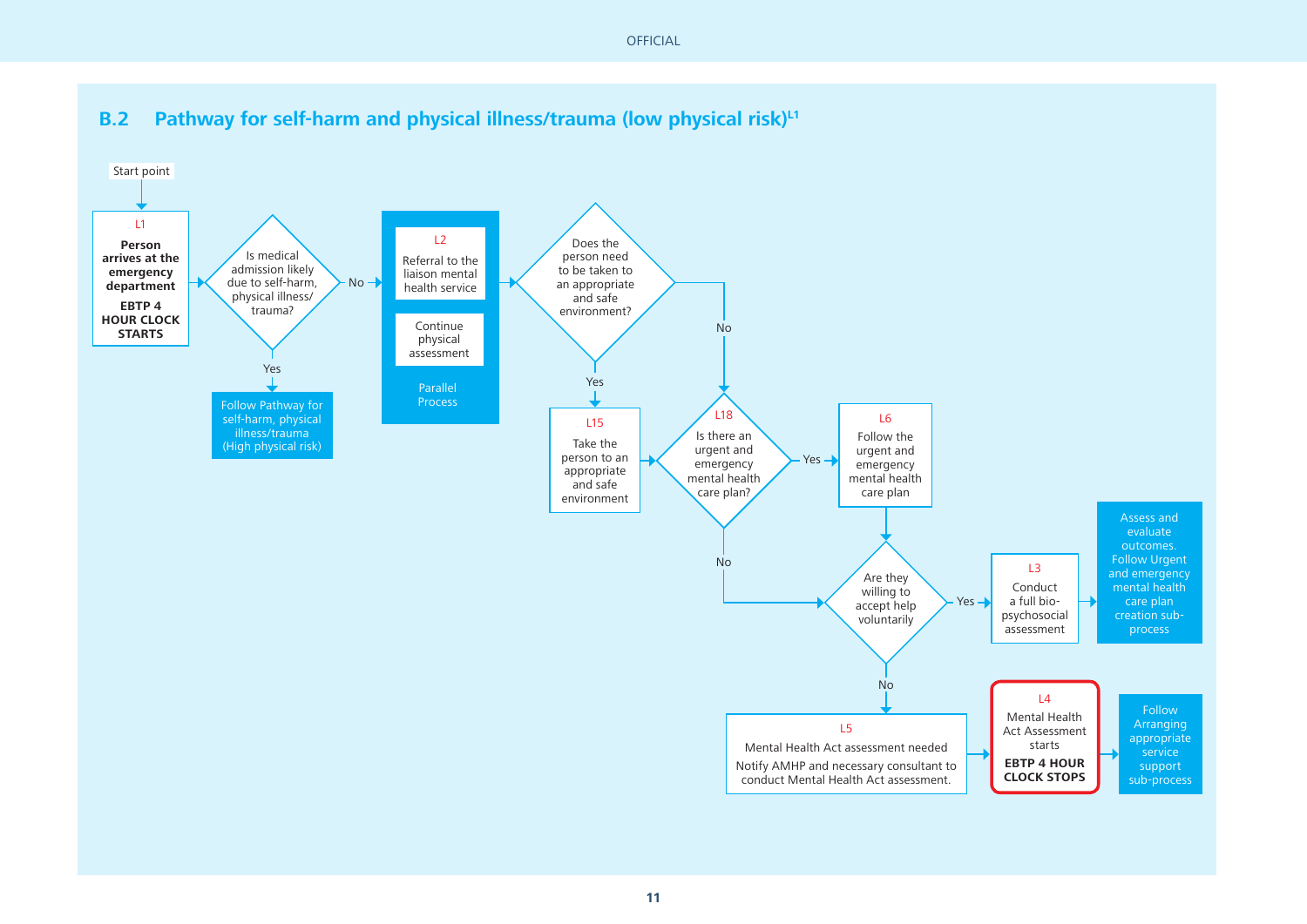## B.2 Pathway for self-harm and physical illness/trauma (low physical risk)[L1]

Start point

**L1**
**Person arrives at the emergency department**
**EBTP 4 HOUR CLOCK STARTS**

Is medical admission likely due to self-harm, physical illness/ trauma?

- Yes → Follow Pathway for self-harm, physical illness/trauma (High physical risk)
- No → Parallel Process:
  - **L2** Referral to the liaison mental health service
  - Continue physical assessment

Does the person need to be taken to an appropriate and safe environment?

- Yes → **L15** Take the person to an appropriate and safe environment
- No → **L18**

**L18** Is there an urgent and emergency mental health care plan?

- Yes → **L6** Follow the urgent and emergency mental health care plan
- No → Are they willing to accept help voluntarily

Are they willing to accept help voluntarily

- Yes → **L3** Conduct a full bio-psychosocial assessment → Assess and evaluate outcomes. Follow Urgent and emergency mental health care plan creation sub-process
- No → **L5** Mental Health Act assessment needed. Notify AMHP and necessary consultant to conduct Mental Health Act assessment.

**L4** Mental Health Act Assessment starts
**EBTP 4 HOUR CLOCK STOPS**

→ Follow Arranging appropriate service support sub-process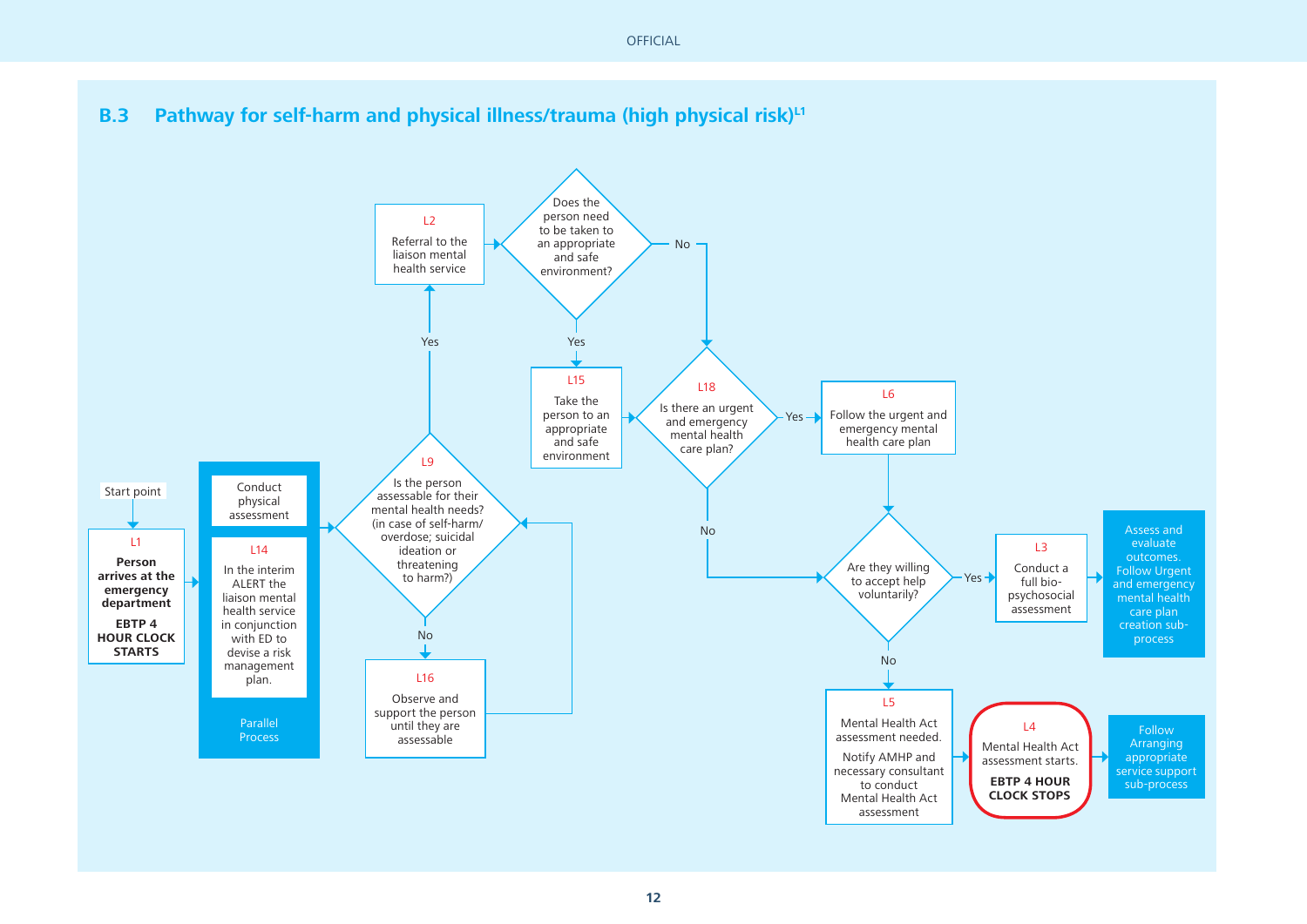## B.3 Pathway for self-harm and physical illness/trauma (high physical risk)[L1]

Start point

**L1**
**Person arrives at the emergency department**
**EBTP 4 HOUR CLOCK STARTS**

Parallel Process:
- Conduct physical assessment
- **L14** In the interim ALERT the liaison mental health service in conjunction with ED to devise a risk management plan.

**L9** Is the person assessable for their mental health needs? (in case of self-harm/overdose; suicidal ideation or threatening to harm?)
- Yes → **L2** Referral to the liaison mental health service
- No → **L16** Observe and support the person until they are assessable (returns to L9)

**L2** Referral to the liaison mental health service → Does the person need to be taken to an appropriate and safe environment?
- Yes → **L15** Take the person to an appropriate and safe environment → L18
- No → L18

**L18** Is there an urgent and emergency mental health care plan?
- Yes → **L6** Follow the urgent and emergency mental health care plan → Are they willing to accept help voluntarily?
- No → Are they willing to accept help voluntarily?

Are they willing to accept help voluntarily?
- Yes → **L3** Conduct a full bio-psychosocial assessment → Assess and evaluate outcomes. Follow Urgent and emergency mental health care plan creation sub-process
- No → **L5** Mental Health Act assessment needed. Notify AMHP and necessary consultant to conduct Mental Health Act assessment → **L4** Mental Health Act assessment starts. **EBTP 4 HOUR CLOCK STOPS** → Follow Arranging appropriate service support sub-process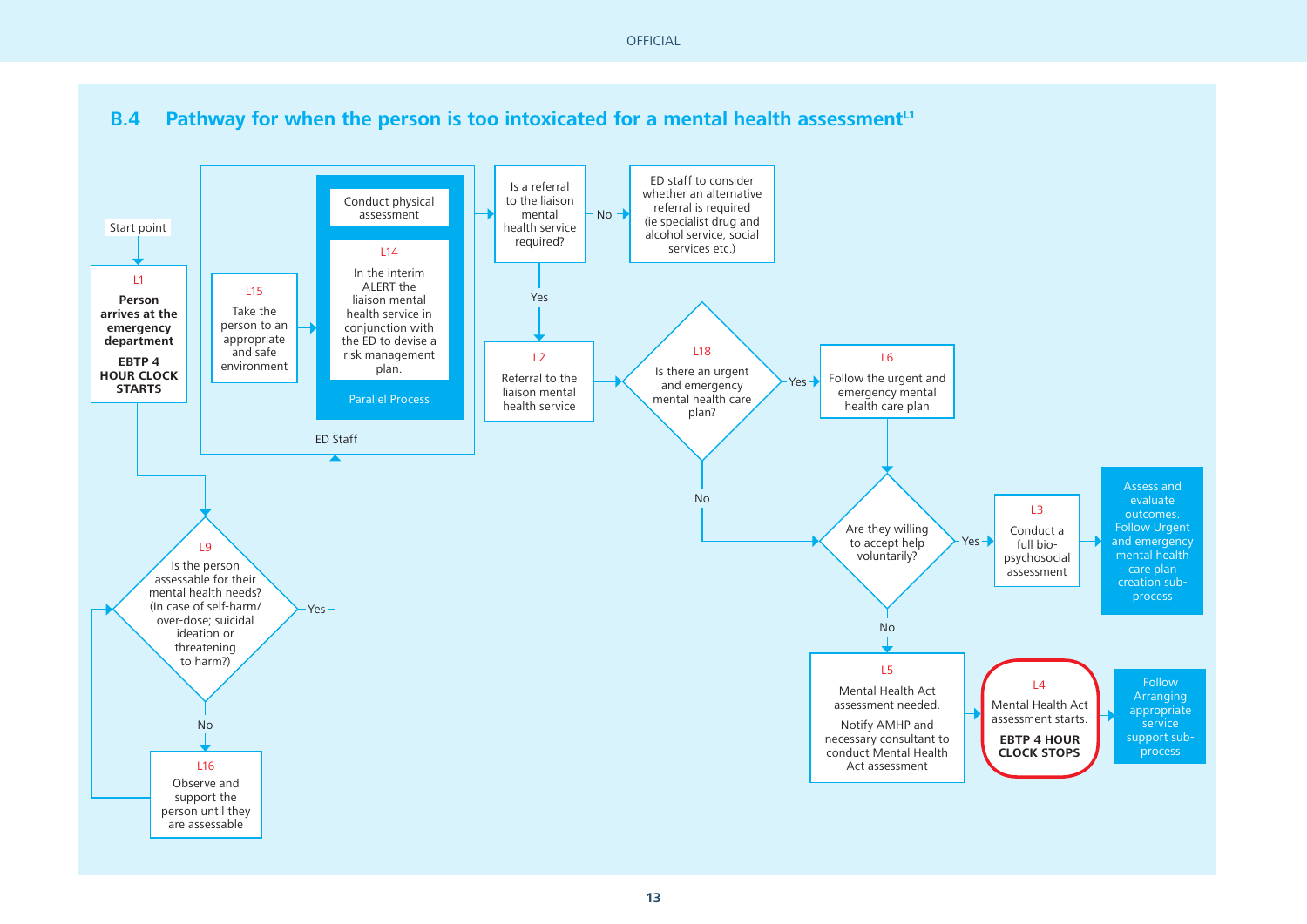## B.4 Pathway for when the person is too intoxicated for a mental health assessment[L1]

Start point

**L1**
**Person arrives at the emergency department**
**EBTP 4 HOUR CLOCK STARTS**

**L9**
Is the person assessable for their mental health needs? (In case of self-harm/over-dose; suicidal ideation or threatening to harm?)

- Yes → ED Staff
- No → L16

**L16**
Observe and support the person until they are assessable

**ED Staff**

**L15**
Take the person to an appropriate and safe environment

Parallel Process:
- Conduct physical assessment
- **L14** In the interim ALERT the liaison mental health service in conjunction with the ED to devise a risk management plan.

Is a referral to the liaison mental health service required?

- No → ED staff to consider whether an alternative referral is required (ie specialist drug and alcohol service, social services etc.)
- Yes → L2

**L2**
Referral to the liaison mental health service

**L18**
Is there an urgent and emergency mental health care plan?

- Yes → L6
- No → Are they willing to accept help voluntarily?

**L6**
Follow the urgent and emergency mental health care plan

Are they willing to accept help voluntarily?

- Yes → L3
- No → L5

**L3**
Conduct a full bio-psychosocial assessment

Assess and evaluate outcomes. Follow Urgent and emergency mental health care plan creation sub-process

**L5**
Mental Health Act assessment needed.
Notify AMHP and necessary consultant to conduct Mental Health Act assessment

**L4**
Mental Health Act assessment starts.
**EBTP 4 HOUR CLOCK STOPS**

Follow Arranging appropriate service support sub-process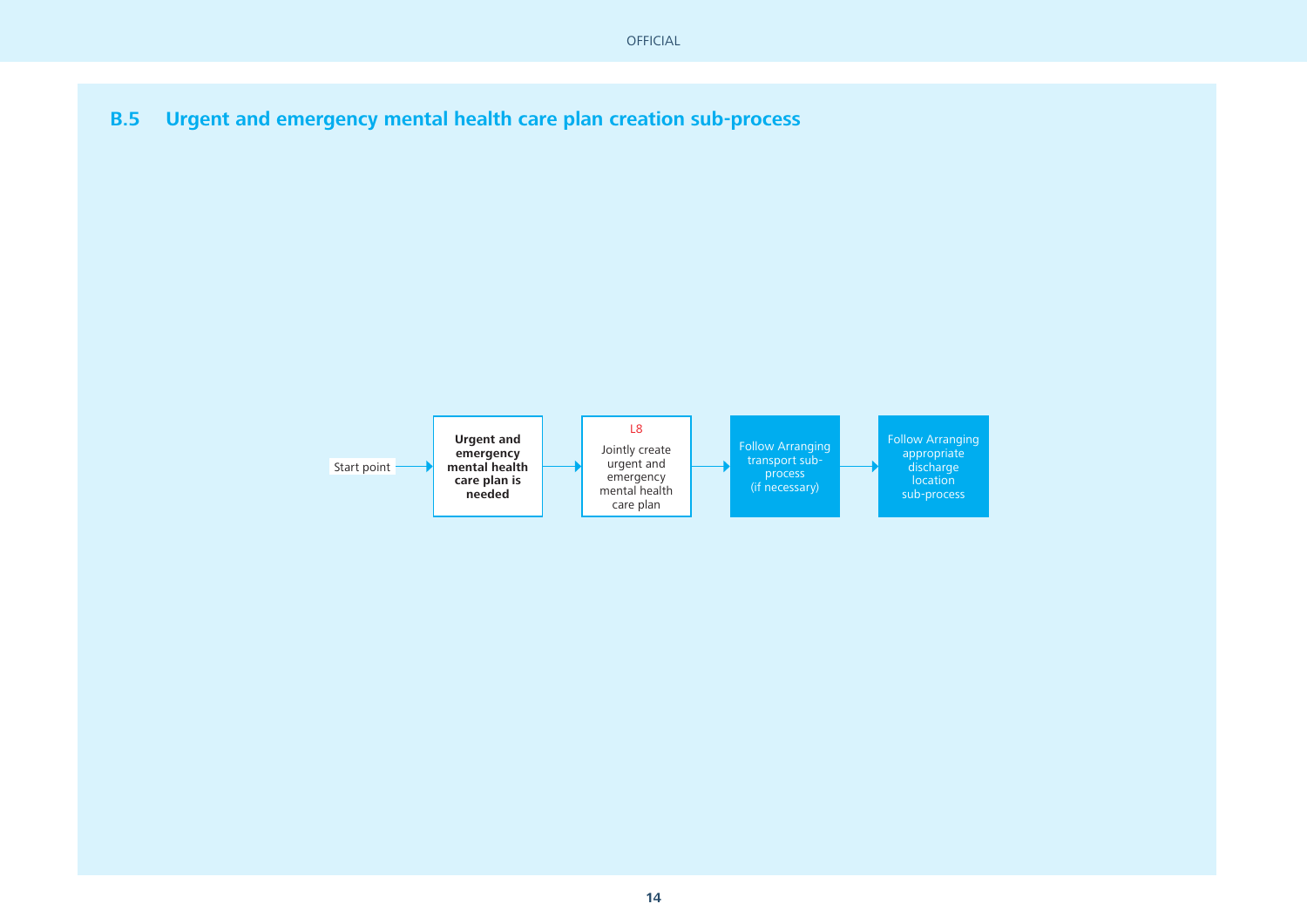## B.5 Urgent and emergency mental health care plan creation sub-process

Start point → **Urgent and emergency mental health care plan is needed** → L8 Jointly create urgent and emergency mental health care plan → Follow Arranging transport sub-process (if necessary) → Follow Arranging appropriate discharge location sub-process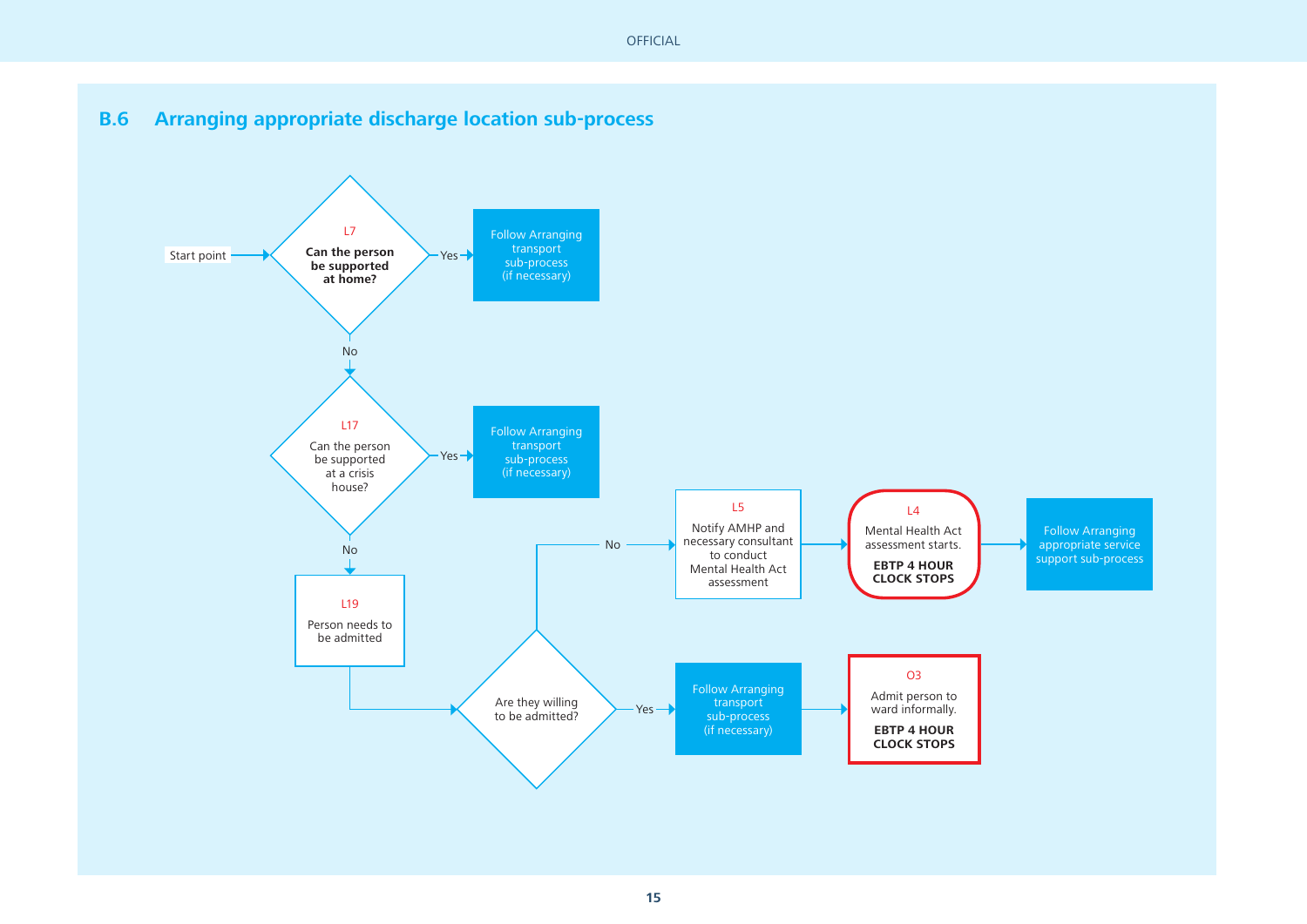## B.6 Arranging appropriate discharge location sub-process

Start point

**L7**
**Can the person be supported at home?**

- Yes → Follow Arranging transport sub-process (if necessary)
- No ↓

**L17**
Can the person be supported at a crisis house?

- Yes → Follow Arranging transport sub-process (if necessary)
- No ↓

**L19**
Person needs to be admitted

Are they willing to be admitted?

- No → **L5** Notify AMHP and necessary consultant to conduct Mental Health Act assessment → **L4** Mental Health Act assessment starts. **EBTP 4 HOUR CLOCK STOPS** → Follow Arranging appropriate service support sub-process
- Yes → Follow Arranging transport sub-process (if necessary) → **O3** Admit person to ward informally. **EBTP 4 HOUR CLOCK STOPS**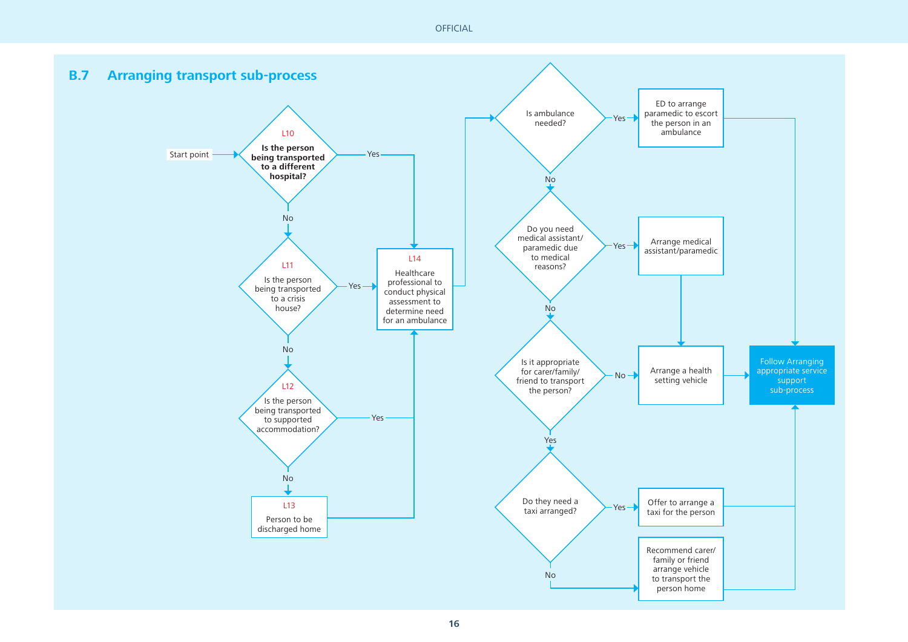## B.7 Arranging transport sub-process

Start point

**L10**
**Is the person being transported to a different hospital?**
- Yes → L14
- No → L11

**L11**
Is the person being transported to a crisis house?
- Yes → L14
- No → L12

**L12**
Is the person being transported to supported accommodation?
- Yes → L14
- No → L13

**L13**
Person to be discharged home → L14

**L14**
Healthcare professional to conduct physical assessment to determine need for an ambulance

Is ambulance needed?
- Yes → ED to arrange paramedic to escort the person in an ambulance → Follow Arranging appropriate service support sub-process
- No → Do you need medical assistant/paramedic due to medical reasons?

Do you need medical assistant/paramedic due to medical reasons?
- Yes → Arrange medical assistant/paramedic → Arrange a health setting vehicle
- No → Is it appropriate for carer/family/friend to transport the person?

Is it appropriate for carer/family/friend to transport the person?
- No → Arrange a health setting vehicle → Follow Arranging appropriate service support sub-process
- Yes → Do they need a taxi arranged?

Do they need a taxi arranged?
- Yes → Offer to arrange a taxi for the person → Follow Arranging appropriate service support sub-process
- No → Recommend carer/family or friend arrange vehicle to transport the person home → Follow Arranging appropriate service support sub-process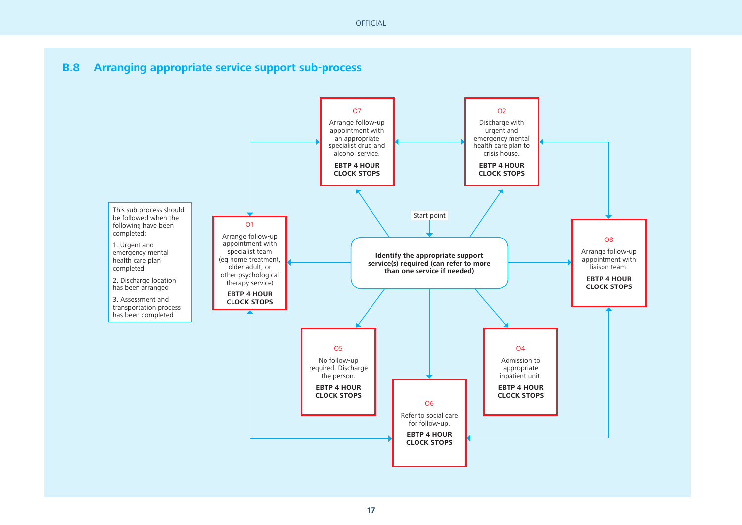## B.8 Arranging appropriate service support sub-process

This sub-process should be followed when the following have been completed:

1. Urgent and emergency mental health care plan completed
2. Discharge location has been arranged
3. Assessment and transportation process has been completed

Start point

**Identify the appropriate support service(s) required (can refer to more than one service if needed)**

O1

Arrange follow-up appointment with specialist team (eg home treatment, older adult, or other psychological therapy service)

**EBTP 4 HOUR CLOCK STOPS**

O7

Arrange follow-up appointment with an appropriate specialist drug and alcohol service.

**EBTP 4 HOUR CLOCK STOPS**

O2

Discharge with urgent and emergency mental health care plan to crisis house.

**EBTP 4 HOUR CLOCK STOPS**

O8

Arrange follow-up appointment with liaison team.

**EBTP 4 HOUR CLOCK STOPS**

O5

No follow-up required. Discharge the person.

**EBTP 4 HOUR CLOCK STOPS**

O6

Refer to social care for follow-up.

**EBTP 4 HOUR CLOCK STOPS**

O4

Admission to appropriate inpatient unit.

**EBTP 4 HOUR CLOCK STOPS**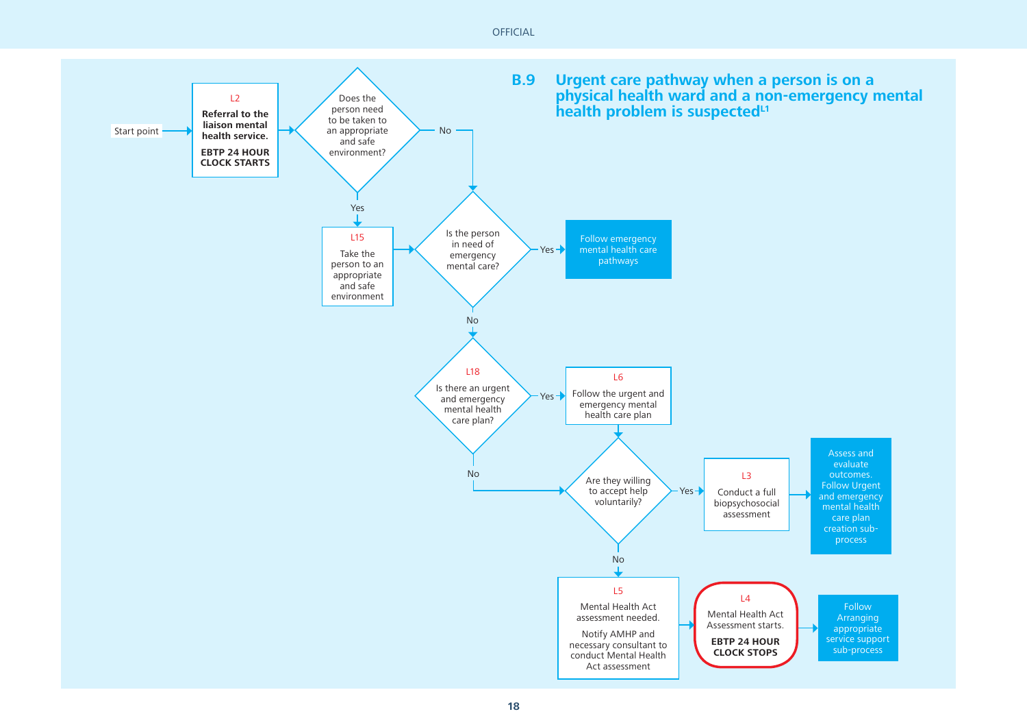## B.9 Urgent care pathway when a person is on a physical health ward and a non-emergency mental health problem is suspected[L1]

Start point → **L2** **Referral to the liaison mental health service.** **EBTP 24 HOUR CLOCK STARTS**

→ Does the person need to be taken to an appropriate and safe environment?

- Yes → **L15** Take the person to an appropriate and safe environment → Is the person in need of emergency mental health care?
- No → Is the person in need of emergency mental health care?

Is the person in need of emergency mental health care?

- Yes → Follow emergency mental health care pathways
- No → **L18** Is there an urgent and emergency mental health care plan?

**L18** Is there an urgent and emergency mental health care plan?

- Yes → **L6** Follow the urgent and emergency mental health care plan → Are they willing to accept help voluntarily?
- No → Are they willing to accept help voluntarily?

Are they willing to accept help voluntarily?

- Yes → **L3** Conduct a full biopsychosocial assessment → Assess and evaluate outcomes. Follow Urgent and emergency mental health care plan creation sub-process
- No → **L5** Mental Health Act assessment needed. Notify AMHP and necessary consultant to conduct Mental Health Act assessment → **L4** Mental Health Act Assessment starts. **EBTP 24 HOUR CLOCK STOPS** → Follow Arranging appropriate service support sub-process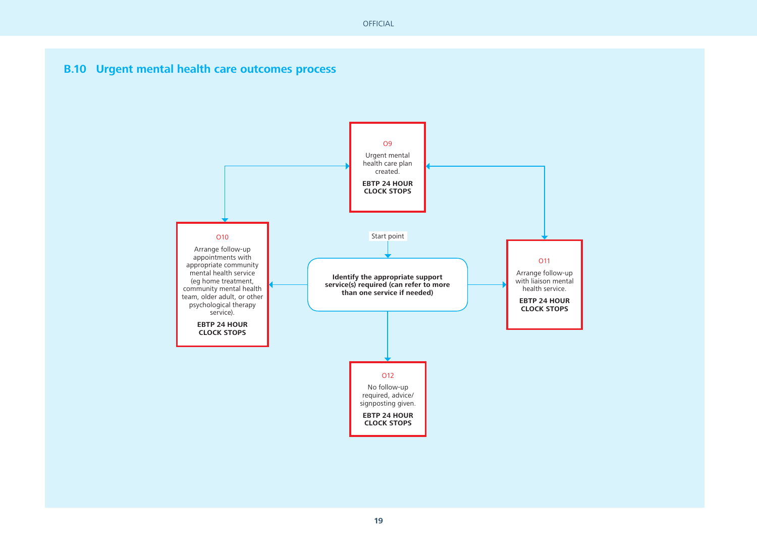## B.10 Urgent mental health care outcomes process

Start point

**Identify the appropriate support service(s) required (can refer to more than one service if needed)**

O9

Urgent mental health care plan created.

**EBTP 24 HOUR CLOCK STOPS**

O10

Arrange follow-up appointments with appropriate community mental health service (eg home treatment, community mental health team, older adult, or other psychological therapy service).

**EBTP 24 HOUR CLOCK STOPS**

O11

Arrange follow-up with liaison mental health service.

**EBTP 24 HOUR CLOCK STOPS**

O12

No follow-up required, advice/ signposting given.

**EBTP 24 HOUR CLOCK STOPS**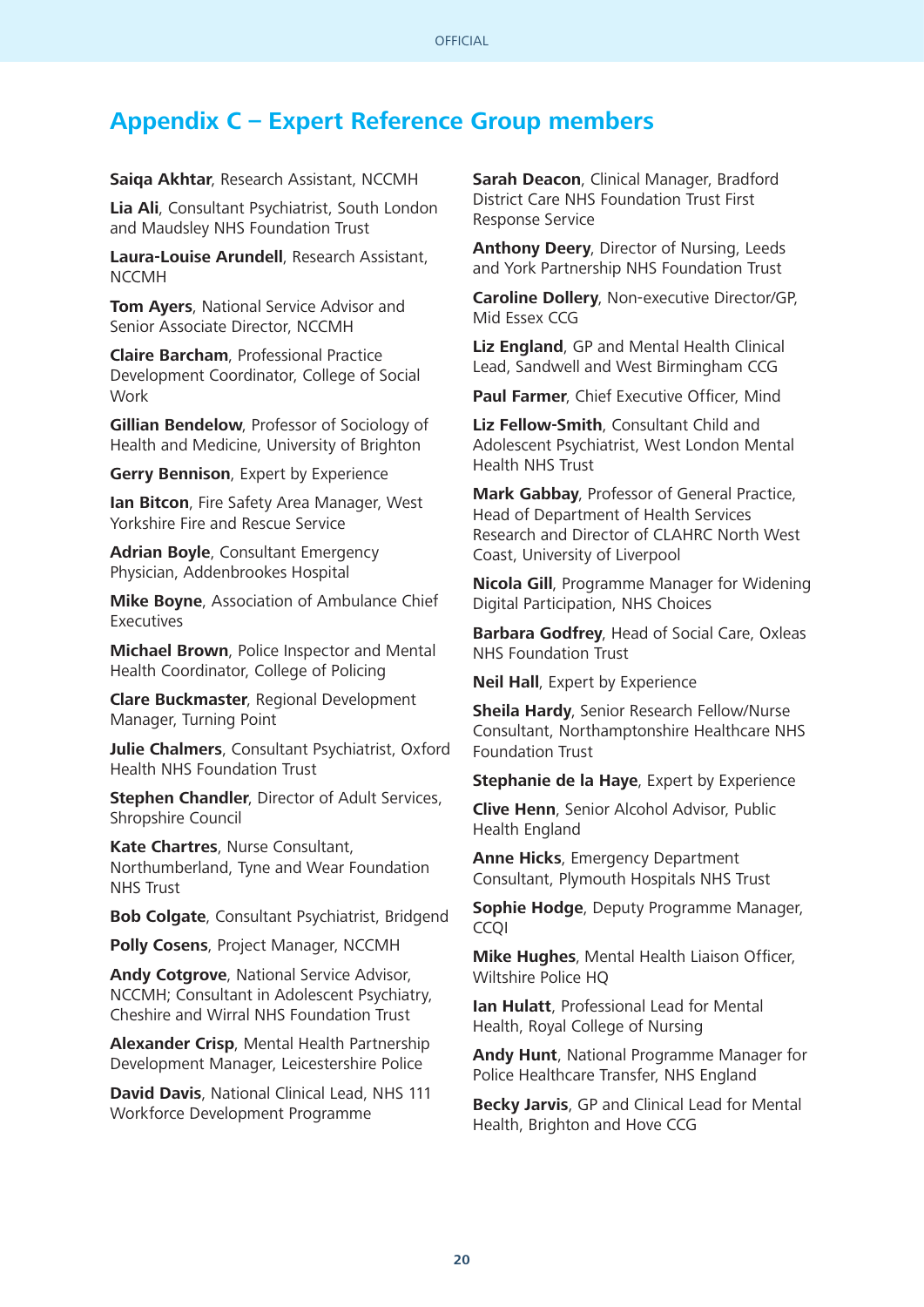## Appendix C – Expert Reference Group members

**Saiqa Akhtar**, Research Assistant, NCCMH

**Lia Ali**, Consultant Psychiatrist, South London and Maudsley NHS Foundation Trust

**Laura-Louise Arundell**, Research Assistant, NCCMH

**Tom Ayers**, National Service Advisor and Senior Associate Director, NCCMH

**Claire Barcham**, Professional Practice Development Coordinator, College of Social Work

**Gillian Bendelow**, Professor of Sociology of Health and Medicine, University of Brighton

**Gerry Bennison**, Expert by Experience

**Ian Bitcon**, Fire Safety Area Manager, West Yorkshire Fire and Rescue Service

**Adrian Boyle**, Consultant Emergency Physician, Addenbrookes Hospital

**Mike Boyne**, Association of Ambulance Chief Executives

**Michael Brown**, Police Inspector and Mental Health Coordinator, College of Policing

**Clare Buckmaster**, Regional Development Manager, Turning Point

**Julie Chalmers**, Consultant Psychiatrist, Oxford Health NHS Foundation Trust

**Stephen Chandler**, Director of Adult Services, Shropshire Council

**Kate Chartres**, Nurse Consultant, Northumberland, Tyne and Wear Foundation NHS Trust

**Bob Colgate**, Consultant Psychiatrist, Bridgend

**Polly Cosens**, Project Manager, NCCMH

**Andy Cotgrove**, National Service Advisor, NCCMH; Consultant in Adolescent Psychiatry, Cheshire and Wirral NHS Foundation Trust

**Alexander Crisp**, Mental Health Partnership Development Manager, Leicestershire Police

**David Davis**, National Clinical Lead, NHS 111 Workforce Development Programme

**Sarah Deacon**, Clinical Manager, Bradford District Care NHS Foundation Trust First Response Service

**Anthony Deery**, Director of Nursing, Leeds and York Partnership NHS Foundation Trust

**Caroline Dollery**, Non-executive Director/GP, Mid Essex CCG

**Liz England**, GP and Mental Health Clinical Lead, Sandwell and West Birmingham CCG

**Paul Farmer**, Chief Executive Officer, Mind

**Liz Fellow-Smith**, Consultant Child and Adolescent Psychiatrist, West London Mental Health NHS Trust

**Mark Gabbay**, Professor of General Practice, Head of Department of Health Services Research and Director of CLAHRC North West Coast, University of Liverpool

**Nicola Gill**, Programme Manager for Widening Digital Participation, NHS Choices

**Barbara Godfrey**, Head of Social Care, Oxleas NHS Foundation Trust

**Neil Hall**, Expert by Experience

**Sheila Hardy**, Senior Research Fellow/Nurse Consultant, Northamptonshire Healthcare NHS Foundation Trust

**Stephanie de la Haye**, Expert by Experience

**Clive Henn**, Senior Alcohol Advisor, Public Health England

**Anne Hicks**, Emergency Department Consultant, Plymouth Hospitals NHS Trust

**Sophie Hodge**, Deputy Programme Manager, CCQI

**Mike Hughes**, Mental Health Liaison Officer, Wiltshire Police HQ

**Ian Hulatt**, Professional Lead for Mental Health, Royal College of Nursing

**Andy Hunt**, National Programme Manager for Police Healthcare Transfer, NHS England

**Becky Jarvis**, GP and Clinical Lead for Mental Health, Brighton and Hove CCG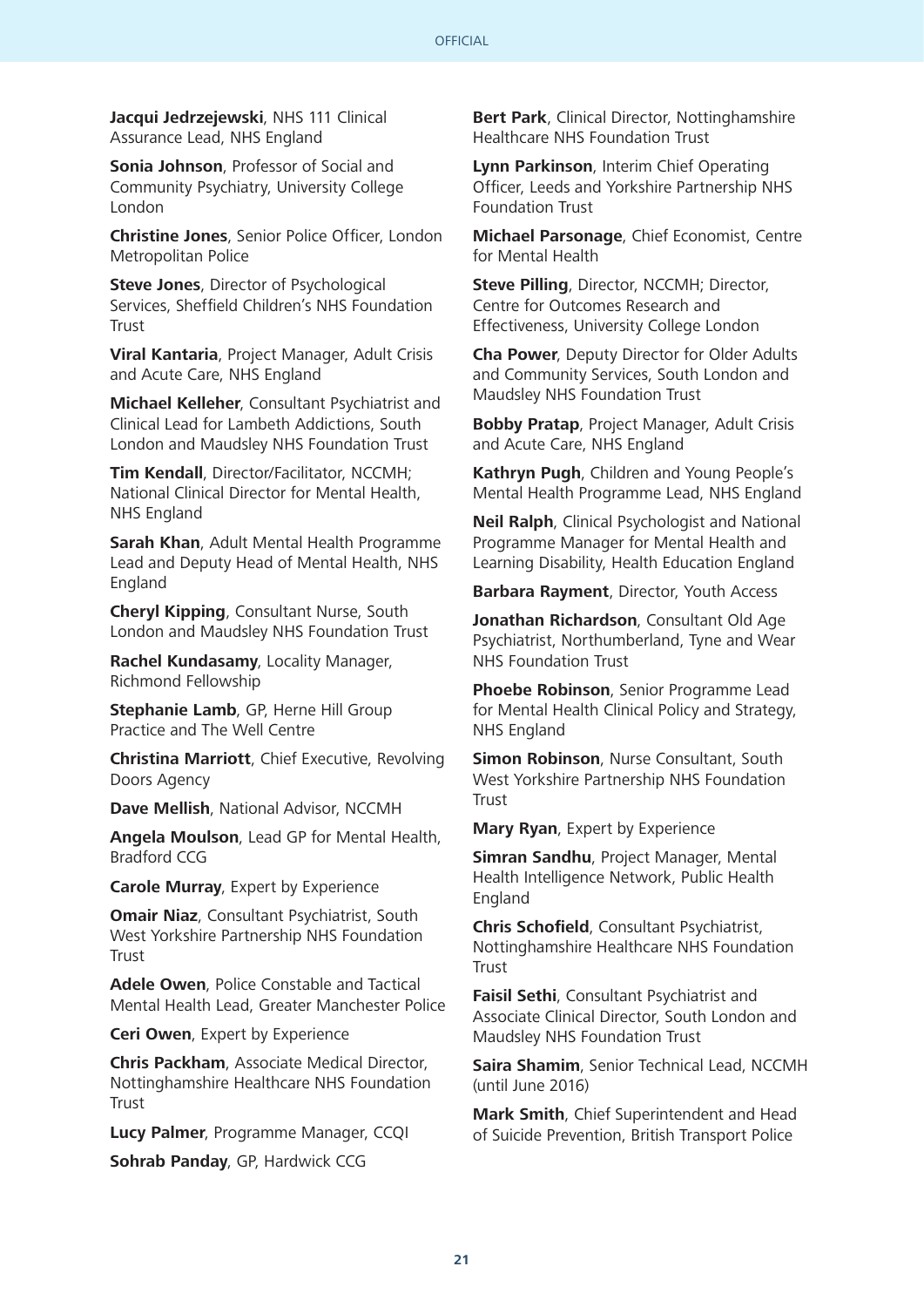**Jacqui Jedrzejewski**, NHS 111 Clinical Assurance Lead, NHS England

**Sonia Johnson**, Professor of Social and Community Psychiatry, University College London

**Christine Jones**, Senior Police Officer, London Metropolitan Police

**Steve Jones**, Director of Psychological Services, Sheffield Children's NHS Foundation Trust

**Viral Kantaria**, Project Manager, Adult Crisis and Acute Care, NHS England

**Michael Kelleher**, Consultant Psychiatrist and Clinical Lead for Lambeth Addictions, South London and Maudsley NHS Foundation Trust

**Tim Kendall**, Director/Facilitator, NCCMH; National Clinical Director for Mental Health, NHS England

**Sarah Khan**, Adult Mental Health Programme Lead and Deputy Head of Mental Health, NHS England

**Cheryl Kipping**, Consultant Nurse, South London and Maudsley NHS Foundation Trust

**Rachel Kundasamy**, Locality Manager, Richmond Fellowship

**Stephanie Lamb**, GP, Herne Hill Group Practice and The Well Centre

**Christina Marriott**, Chief Executive, Revolving Doors Agency

**Dave Mellish**, National Advisor, NCCMH

**Angela Moulson**, Lead GP for Mental Health, Bradford CCG

**Carole Murray**, Expert by Experience

**Omair Niaz**, Consultant Psychiatrist, South West Yorkshire Partnership NHS Foundation Trust

**Adele Owen**, Police Constable and Tactical Mental Health Lead, Greater Manchester Police

**Ceri Owen**, Expert by Experience

**Chris Packham**, Associate Medical Director, Nottinghamshire Healthcare NHS Foundation Trust

**Lucy Palmer**, Programme Manager, CCQI

**Sohrab Panday**, GP, Hardwick CCG

**Bert Park**, Clinical Director, Nottinghamshire Healthcare NHS Foundation Trust

**Lynn Parkinson**, Interim Chief Operating Officer, Leeds and Yorkshire Partnership NHS Foundation Trust

**Michael Parsonage**, Chief Economist, Centre for Mental Health

**Steve Pilling**, Director, NCCMH; Director, Centre for Outcomes Research and Effectiveness, University College London

**Cha Power**, Deputy Director for Older Adults and Community Services, South London and Maudsley NHS Foundation Trust

**Bobby Pratap**, Project Manager, Adult Crisis and Acute Care, NHS England

**Kathryn Pugh**, Children and Young People's Mental Health Programme Lead, NHS England

**Neil Ralph**, Clinical Psychologist and National Programme Manager for Mental Health and Learning Disability, Health Education England

**Barbara Rayment**, Director, Youth Access

**Jonathan Richardson**, Consultant Old Age Psychiatrist, Northumberland, Tyne and Wear NHS Foundation Trust

**Phoebe Robinson**, Senior Programme Lead for Mental Health Clinical Policy and Strategy, NHS England

**Simon Robinson**, Nurse Consultant, South West Yorkshire Partnership NHS Foundation Trust

**Mary Ryan**, Expert by Experience

**Simran Sandhu**, Project Manager, Mental Health Intelligence Network, Public Health England

**Chris Schofield**, Consultant Psychiatrist, Nottinghamshire Healthcare NHS Foundation Trust

**Faisil Sethi**, Consultant Psychiatrist and Associate Clinical Director, South London and Maudsley NHS Foundation Trust

**Saira Shamim**, Senior Technical Lead, NCCMH (until June 2016)

**Mark Smith**, Chief Superintendent and Head of Suicide Prevention, British Transport Police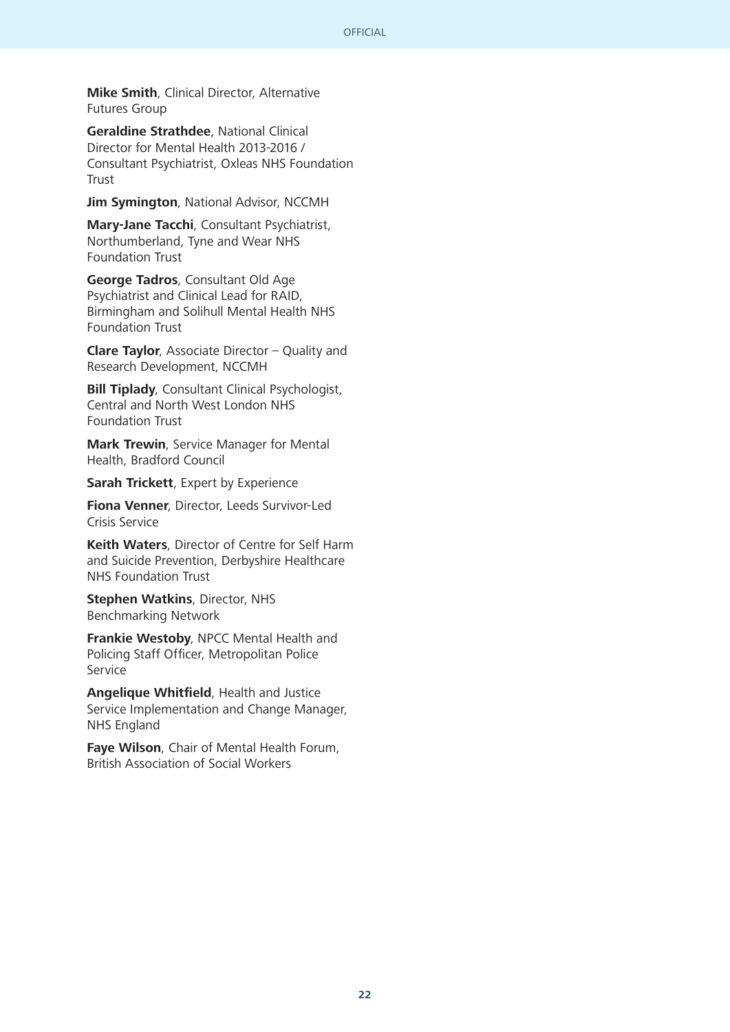**Mike Smith**, Clinical Director, Alternative Futures Group

**Geraldine Strathdee**, National Clinical Director for Mental Health 2013-2016 / Consultant Psychiatrist, Oxleas NHS Foundation Trust

**Jim Symington**, National Advisor, NCCMH

**Mary-Jane Tacchi**, Consultant Psychiatrist, Northumberland, Tyne and Wear NHS Foundation Trust

**George Tadros**, Consultant Old Age Psychiatrist and Clinical Lead for RAID, Birmingham and Solihull Mental Health NHS Foundation Trust

**Clare Taylor**, Associate Director – Quality and Research Development, NCCMH

**Bill Tiplady**, Consultant Clinical Psychologist, Central and North West London NHS Foundation Trust

**Mark Trewin**, Service Manager for Mental Health, Bradford Council

**Sarah Trickett**, Expert by Experience

**Fiona Venner**, Director, Leeds Survivor-Led Crisis Service

**Keith Waters**, Director of Centre for Self Harm and Suicide Prevention, Derbyshire Healthcare NHS Foundation Trust

**Stephen Watkins**, Director, NHS Benchmarking Network

**Frankie Westoby**, NPCC Mental Health and Policing Staff Officer, Metropolitan Police Service

**Angelique Whitfield**, Health and Justice Service Implementation and Change Manager, NHS England

**Faye Wilson**, Chair of Mental Health Forum, British Association of Social Workers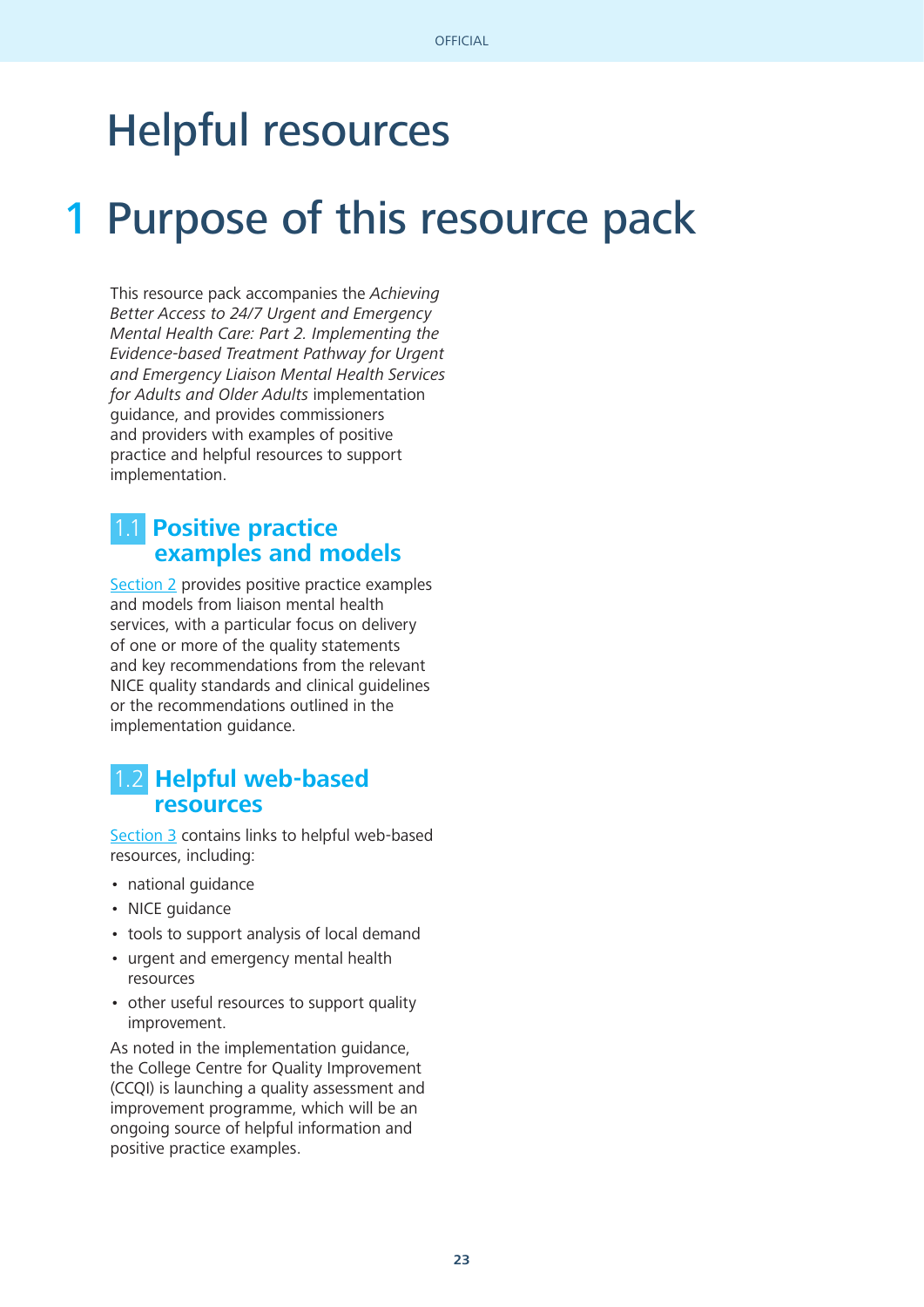# Helpful resources

# 1 Purpose of this resource pack

This resource pack accompanies the *Achieving Better Access to 24/7 Urgent and Emergency Mental Health Care: Part 2. Implementing the Evidence-based Treatment Pathway for Urgent and Emergency Liaison Mental Health Services for Adults and Older Adults* implementation guidance, and provides commissioners and providers with examples of positive practice and helpful resources to support implementation.

## 1.1 Positive practice examples and models

Section 2 provides positive practice examples and models from liaison mental health services, with a particular focus on delivery of one or more of the quality statements and key recommendations from the relevant NICE quality standards and clinical guidelines or the recommendations outlined in the implementation guidance.

## 1.2 Helpful web-based resources

Section 3 contains links to helpful web-based resources, including:

- national guidance
- NICE guidance
- tools to support analysis of local demand
- urgent and emergency mental health resources
- other useful resources to support quality improvement.

As noted in the implementation guidance, the College Centre for Quality Improvement (CCQI) is launching a quality assessment and improvement programme, which will be an ongoing source of helpful information and positive practice examples.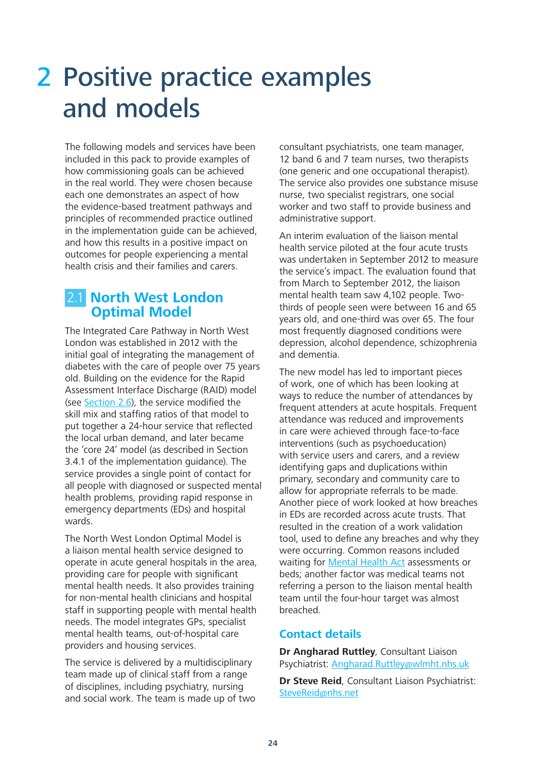# 2 Positive practice examples and models

The following models and services have been included in this pack to provide examples of how commissioning goals can be achieved in the real world. They were chosen because each one demonstrates an aspect of how the evidence-based treatment pathways and principles of recommended practice outlined in the implementation guide can be achieved, and how this results in a positive impact on outcomes for people experiencing a mental health crisis and their families and carers.

## 2.1 North West London Optimal Model

The Integrated Care Pathway in North West London was established in 2012 with the initial goal of integrating the management of diabetes with the care of people over 75 years old. Building on the evidence for the Rapid Assessment Interface Discharge (RAID) model (see Section 2.6), the service modified the skill mix and staffing ratios of that model to put together a 24-hour service that reflected the local urban demand, and later became the 'core 24' model (as described in Section 3.4.1 of the implementation guidance). The service provides a single point of contact for all people with diagnosed or suspected mental health problems, providing rapid response in emergency departments (EDs) and hospital wards.

The North West London Optimal Model is a liaison mental health service designed to operate in acute general hospitals in the area, providing care for people with significant mental health needs. It also provides training for non-mental health clinicians and hospital staff in supporting people with mental health needs. The model integrates GPs, specialist mental health teams, out-of-hospital care providers and housing services.

The service is delivered by a multidisciplinary team made up of clinical staff from a range of disciplines, including psychiatry, nursing and social work. The team is made up of two consultant psychiatrists, one team manager, 12 band 6 and 7 team nurses, two therapists (one generic and one occupational therapist). The service also provides one substance misuse nurse, two specialist registrars, one social worker and two staff to provide business and administrative support.

An interim evaluation of the liaison mental health service piloted at the four acute trusts was undertaken in September 2012 to measure the service's impact. The evaluation found that from March to September 2012, the liaison mental health team saw 4,102 people. Two-thirds of people seen were between 16 and 65 years old, and one-third was over 65. The four most frequently diagnosed conditions were depression, alcohol dependence, schizophrenia and dementia.

The new model has led to important pieces of work, one of which has been looking at ways to reduce the number of attendances by frequent attenders at acute hospitals. Frequent attendance was reduced and improvements in care were achieved through face-to-face interventions (such as psychoeducation) with service users and carers, and a review identifying gaps and duplications within primary, secondary and community care to allow for appropriate referrals to be made. Another piece of work looked at how breaches in EDs are recorded across acute trusts. That resulted in the creation of a work validation tool, used to define any breaches and why they were occurring. Common reasons included waiting for Mental Health Act assessments or beds; another factor was medical teams not referring a person to the liaison mental health team until the four-hour target was almost breached.

### Contact details

**Dr Angharad Ruttley**, Consultant Liaison Psychiatrist: Angharad.Ruttley@wlmht.nhs.uk

**Dr Steve Reid**, Consultant Liaison Psychiatrist: SteveReid@nhs.net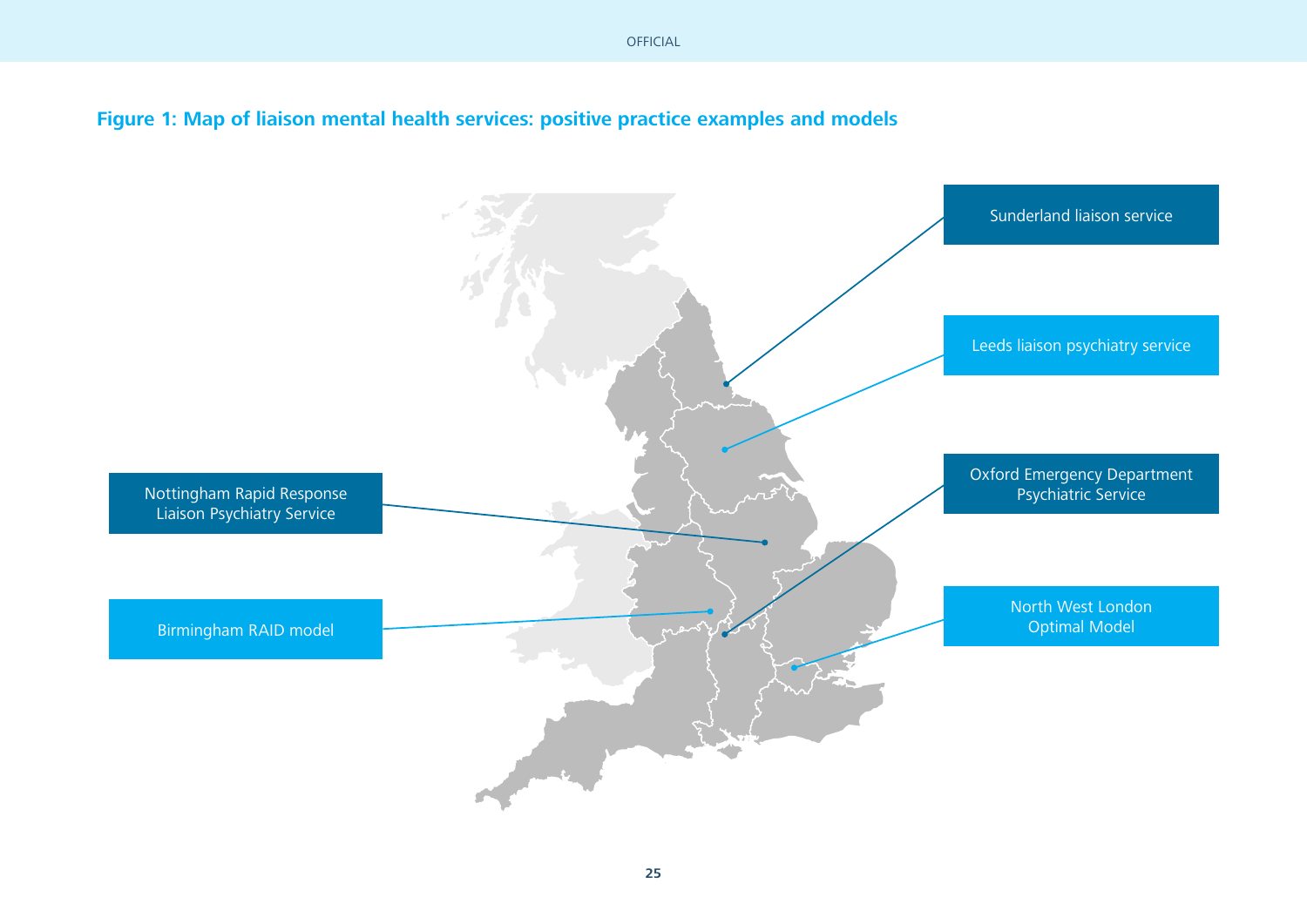**Figure 1: Map of liaison mental health services: positive practice examples and models**

- Sunderland liaison service
- Leeds liaison psychiatry service
- Oxford Emergency Department Psychiatric Service
- North West London Optimal Model
- Nottingham Rapid Response Liaison Psychiatry Service
- Birmingham RAID model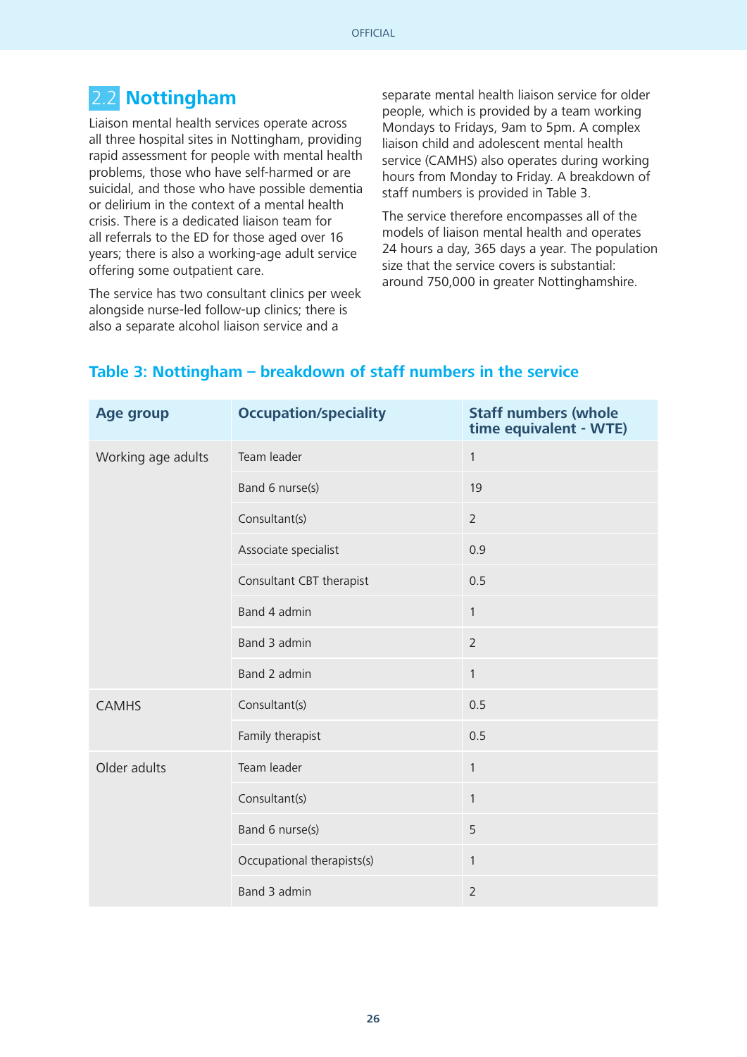## 2.2 Nottingham

Liaison mental health services operate across all three hospital sites in Nottingham, providing rapid assessment for people with mental health problems, those who have self-harmed or are suicidal, and those who have possible dementia or delirium in the context of a mental health crisis. There is a dedicated liaison team for all referrals to the ED for those aged over 16 years; there is also a working-age adult service offering some outpatient care.

The service has two consultant clinics per week alongside nurse-led follow-up clinics; there is also a separate alcohol liaison service and a separate mental health liaison service for older people, which is provided by a team working Mondays to Fridays, 9am to 5pm. A complex liaison child and adolescent mental health service (CAMHS) also operates during working hours from Monday to Friday. A breakdown of staff numbers is provided in Table 3.

The service therefore encompasses all of the models of liaison mental health and operates 24 hours a day, 365 days a year. The population size that the service covers is substantial: around 750,000 in greater Nottinghamshire.

### Table 3: Nottingham – breakdown of staff numbers in the service

| Age group | Occupation/speciality | Staff numbers (whole time equivalent - WTE) |
|---|---|---|
| Working age adults | Team leader | 1 |
| | Band 6 nurse(s) | 19 |
| | Consultant(s) | 2 |
| | Associate specialist | 0.9 |
| | Consultant CBT therapist | 0.5 |
| | Band 4 admin | 1 |
| | Band 3 admin | 2 |
| | Band 2 admin | 1 |
| CAMHS | Consultant(s) | 0.5 |
| | Family therapist | 0.5 |
| Older adults | Team leader | 1 |
| | Consultant(s) | 1 |
| | Band 6 nurse(s) | 5 |
| | Occupational therapists(s) | 1 |
| | Band 3 admin | 2 |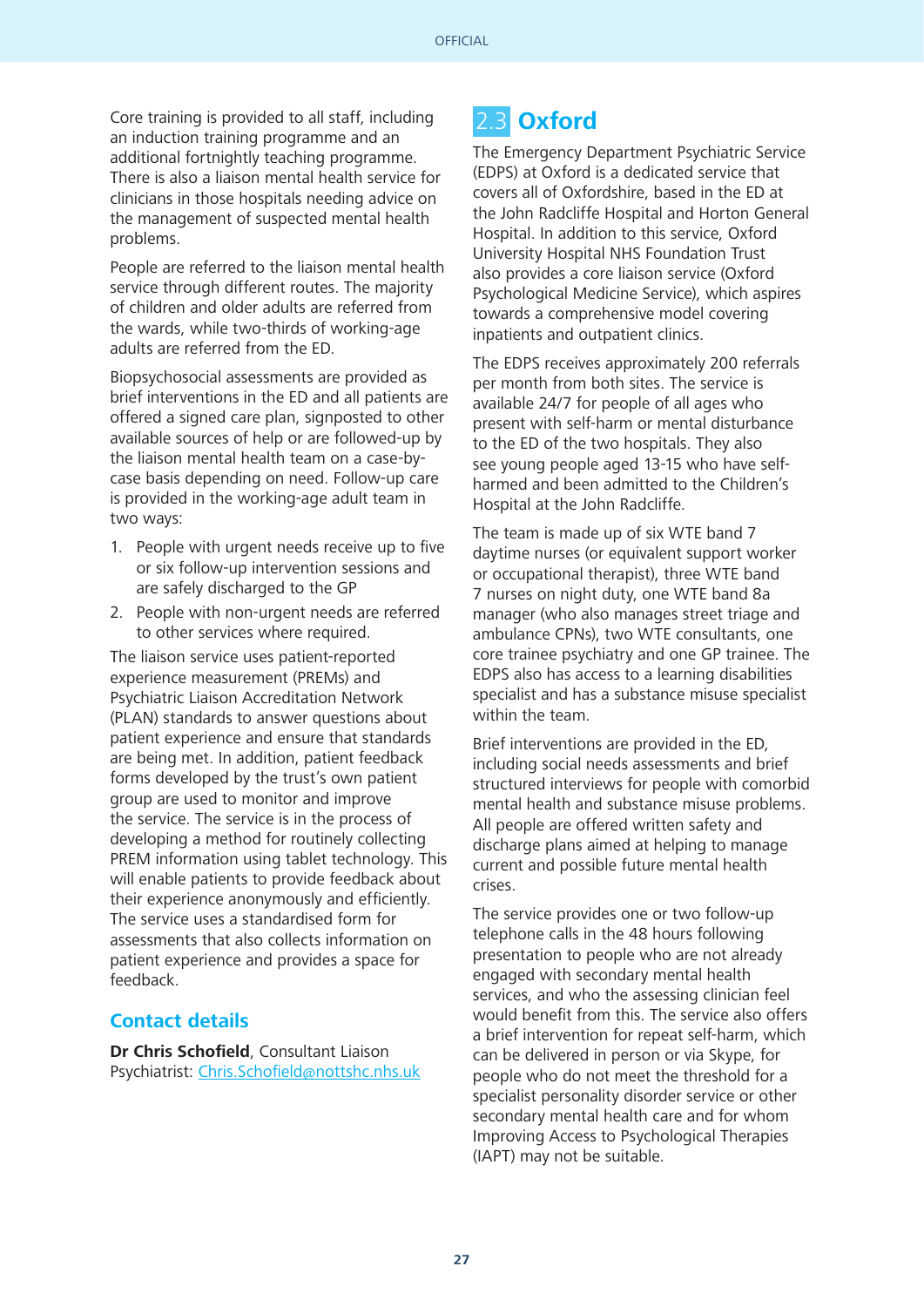Core training is provided to all staff, including an induction training programme and an additional fortnightly teaching programme. There is also a liaison mental health service for clinicians in those hospitals needing advice on the management of suspected mental health problems.

People are referred to the liaison mental health service through different routes. The majority of children and older adults are referred from the wards, while two-thirds of working-age adults are referred from the ED.

Biopsychosocial assessments are provided as brief interventions in the ED and all patients are offered a signed care plan, signposted to other available sources of help or are followed-up by the liaison mental health team on a case-by-case basis depending on need. Follow-up care is provided in the working-age adult team in two ways:

1. People with urgent needs receive up to five or six follow-up intervention sessions and are safely discharged to the GP
2. People with non-urgent needs are referred to other services where required.

The liaison service uses patient-reported experience measurement (PREMs) and Psychiatric Liaison Accreditation Network (PLAN) standards to answer questions about patient experience and ensure that standards are being met. In addition, patient feedback forms developed by the trust's own patient group are used to monitor and improve the service. The service is in the process of developing a method for routinely collecting PREM information using tablet technology. This will enable patients to provide feedback about their experience anonymously and efficiently. The service uses a standardised form for assessments that also collects information on patient experience and provides a space for feedback.

### Contact details

**Dr Chris Schofield**, Consultant Liaison Psychiatrist: Chris.Schofield@nottshc.nhs.uk

## 2.3 Oxford

The Emergency Department Psychiatric Service (EDPS) at Oxford is a dedicated service that covers all of Oxfordshire, based in the ED at the John Radcliffe Hospital and Horton General Hospital. In addition to this service, Oxford University Hospital NHS Foundation Trust also provides a core liaison service (Oxford Psychological Medicine Service), which aspires towards a comprehensive model covering inpatients and outpatient clinics.

The EDPS receives approximately 200 referrals per month from both sites. The service is available 24/7 for people of all ages who present with self-harm or mental disturbance to the ED of the two hospitals. They also see young people aged 13-15 who have self-harmed and been admitted to the Children's Hospital at the John Radcliffe.

The team is made up of six WTE band 7 daytime nurses (or equivalent support worker or occupational therapist), three WTE band 7 nurses on night duty, one WTE band 8a manager (who also manages street triage and ambulance CPNs), two WTE consultants, one core trainee psychiatry and one GP trainee. The EDPS also has access to a learning disabilities specialist and has a substance misuse specialist within the team.

Brief interventions are provided in the ED, including social needs assessments and brief structured interviews for people with comorbid mental health and substance misuse problems. All people are offered written safety and discharge plans aimed at helping to manage current and possible future mental health crises.

The service provides one or two follow-up telephone calls in the 48 hours following presentation to people who are not already engaged with secondary mental health services, and who the assessing clinician feel would benefit from this. The service also offers a brief intervention for repeat self-harm, which can be delivered in person or via Skype, for people who do not meet the threshold for a specialist personality disorder service or other secondary mental health care and for whom Improving Access to Psychological Therapies (IAPT) may not be suitable.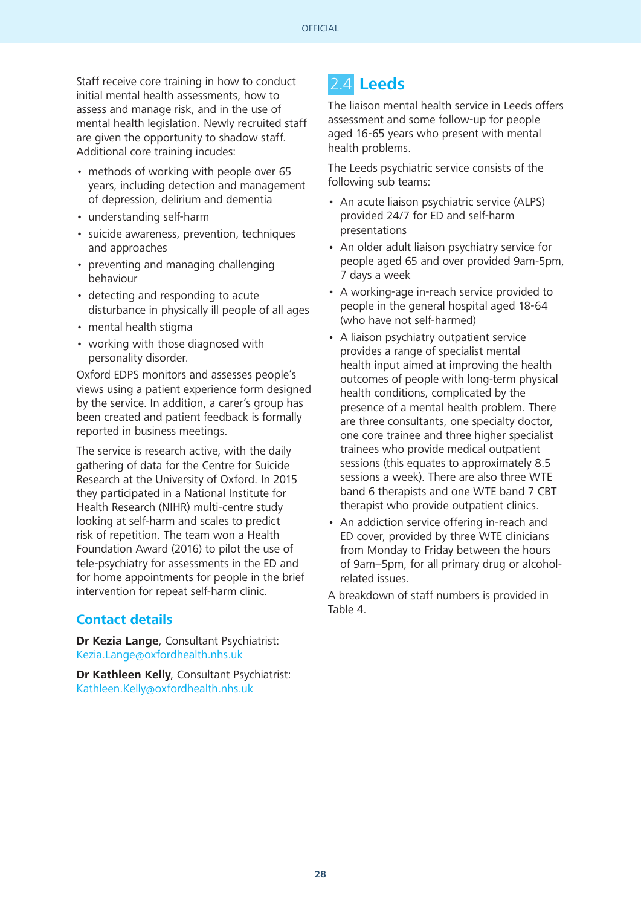Staff receive core training in how to conduct initial mental health assessments, how to assess and manage risk, and in the use of mental health legislation. Newly recruited staff are given the opportunity to shadow staff. Additional core training incudes:

- methods of working with people over 65 years, including detection and management of depression, delirium and dementia
- understanding self-harm
- suicide awareness, prevention, techniques and approaches
- preventing and managing challenging behaviour
- detecting and responding to acute disturbance in physically ill people of all ages
- mental health stigma
- working with those diagnosed with personality disorder.

Oxford EDPS monitors and assesses people's views using a patient experience form designed by the service. In addition, a carer's group has been created and patient feedback is formally reported in business meetings.

The service is research active, with the daily gathering of data for the Centre for Suicide Research at the University of Oxford. In 2015 they participated in a National Institute for Health Research (NIHR) multi-centre study looking at self-harm and scales to predict risk of repetition. The team won a Health Foundation Award (2016) to pilot the use of tele-psychiatry for assessments in the ED and for home appointments for people in the brief intervention for repeat self-harm clinic.

### Contact details

**Dr Kezia Lange**, Consultant Psychiatrist: Kezia.Lange@oxfordhealth.nhs.uk

**Dr Kathleen Kelly**, Consultant Psychiatrist: Kathleen.Kelly@oxfordhealth.nhs.uk

## 2.4 Leeds

The liaison mental health service in Leeds offers assessment and some follow-up for people aged 16-65 years who present with mental health problems.

The Leeds psychiatric service consists of the following sub teams:

- An acute liaison psychiatric service (ALPS) provided 24/7 for ED and self-harm presentations
- An older adult liaison psychiatry service for people aged 65 and over provided 9am-5pm, 7 days a week
- A working-age in-reach service provided to people in the general hospital aged 18-64 (who have not self-harmed)
- A liaison psychiatry outpatient service provides a range of specialist mental health input aimed at improving the health outcomes of people with long-term physical health conditions, complicated by the presence of a mental health problem. There are three consultants, one specialty doctor, one core trainee and three higher specialist trainees who provide medical outpatient sessions (this equates to approximately 8.5 sessions a week). There are also three WTE band 6 therapists and one WTE band 7 CBT therapist who provide outpatient clinics.
- An addiction service offering in-reach and ED cover, provided by three WTE clinicians from Monday to Friday between the hours of 9am–5pm, for all primary drug or alcohol-related issues.

A breakdown of staff numbers is provided in Table 4.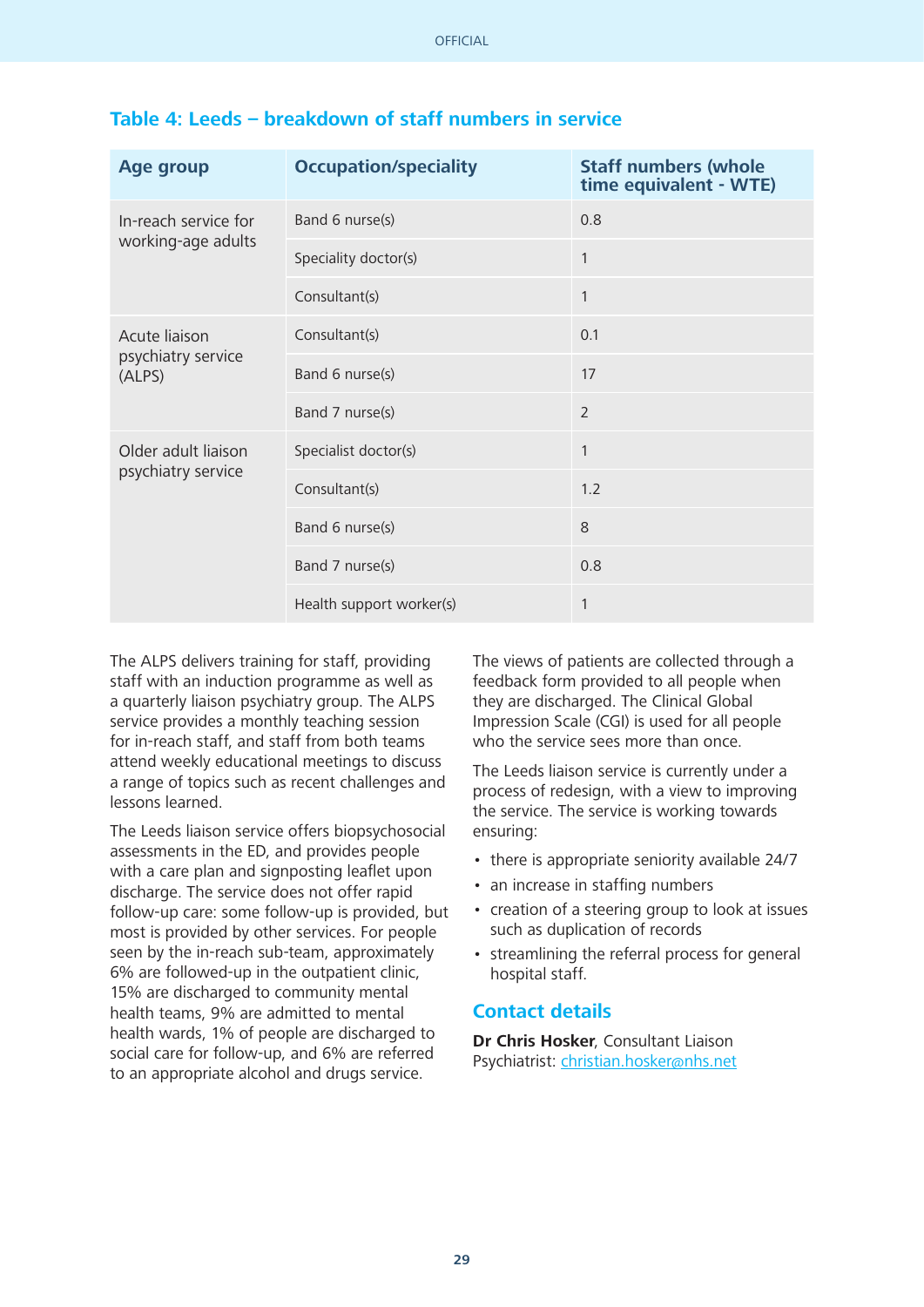### Table 4: Leeds – breakdown of staff numbers in service

| Age group | Occupation/speciality | Staff numbers (whole time equivalent - WTE) |
|---|---|---|
| In-reach service for working-age adults | Band 6 nurse(s) | 0.8 |
| | Speciality doctor(s) | 1 |
| | Consultant(s) | 1 |
| Acute liaison psychiatry service (ALPS) | Consultant(s) | 0.1 |
| | Band 6 nurse(s) | 17 |
| | Band 7 nurse(s) | 2 |
| Older adult liaison psychiatry service | Specialist doctor(s) | 1 |
| | Consultant(s) | 1.2 |
| | Band 6 nurse(s) | 8 |
| | Band 7 nurse(s) | 0.8 |
| | Health support worker(s) | 1 |

The ALPS delivers training for staff, providing staff with an induction programme as well as a quarterly liaison psychiatry group. The ALPS service provides a monthly teaching session for in-reach staff, and staff from both teams attend weekly educational meetings to discuss a range of topics such as recent challenges and lessons learned.

The Leeds liaison service offers biopsychosocial assessments in the ED, and provides people with a care plan and signposting leaflet upon discharge. The service does not offer rapid follow-up care: some follow-up is provided, but most is provided by other services. For people seen by the in-reach sub-team, approximately 6% are followed-up in the outpatient clinic, 15% are discharged to community mental health teams, 9% are admitted to mental health wards, 1% of people are discharged to social care for follow-up, and 6% are referred to an appropriate alcohol and drugs service.

The views of patients are collected through a feedback form provided to all people when they are discharged. The Clinical Global Impression Scale (CGI) is used for all people who the service sees more than once.

The Leeds liaison service is currently under a process of redesign, with a view to improving the service. The service is working towards ensuring:

- there is appropriate seniority available 24/7
- an increase in staffing numbers
- creation of a steering group to look at issues such as duplication of records
- streamlining the referral process for general hospital staff.

### Contact details

**Dr Chris Hosker**, Consultant Liaison Psychiatrist: christian.hosker@nhs.net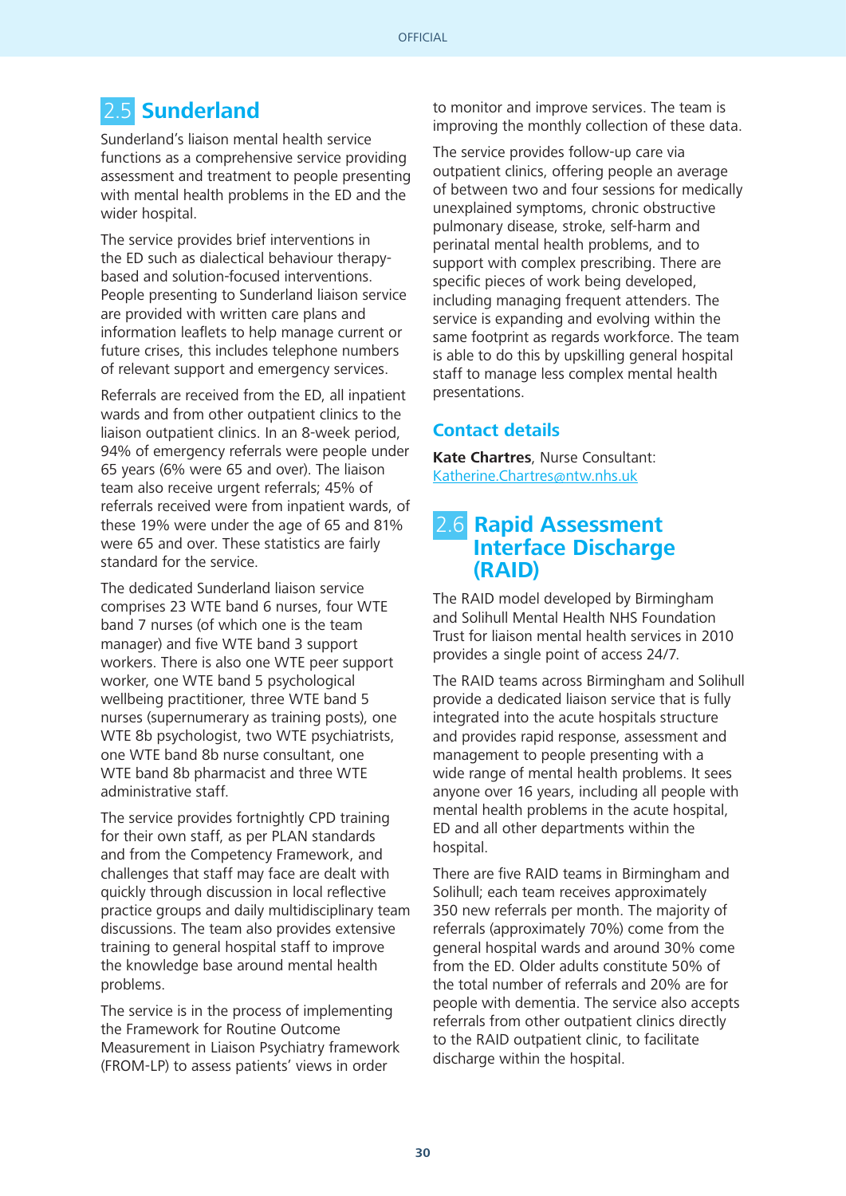## 2.5 Sunderland

Sunderland's liaison mental health service functions as a comprehensive service providing assessment and treatment to people presenting with mental health problems in the ED and the wider hospital.

The service provides brief interventions in the ED such as dialectical behaviour therapy-based and solution-focused interventions. People presenting to Sunderland liaison service are provided with written care plans and information leaflets to help manage current or future crises, this includes telephone numbers of relevant support and emergency services.

Referrals are received from the ED, all inpatient wards and from other outpatient clinics to the liaison outpatient clinics. In an 8-week period, 94% of emergency referrals were people under 65 years (6% were 65 and over). The liaison team also receive urgent referrals; 45% of referrals received were from inpatient wards, of these 19% were under the age of 65 and 81% were 65 and over. These statistics are fairly standard for the service.

The dedicated Sunderland liaison service comprises 23 WTE band 6 nurses, four WTE band 7 nurses (of which one is the team manager) and five WTE band 3 support workers. There is also one WTE peer support worker, one WTE band 5 psychological wellbeing practitioner, three WTE band 5 nurses (supernumerary as training posts), one WTE 8b psychologist, two WTE psychiatrists, one WTE band 8b nurse consultant, one WTE band 8b pharmacist and three WTE administrative staff.

The service provides fortnightly CPD training for their own staff, as per PLAN standards and from the Competency Framework, and challenges that staff may face are dealt with quickly through discussion in local reflective practice groups and daily multidisciplinary team discussions. The team also provides extensive training to general hospital staff to improve the knowledge base around mental health problems.

The service is in the process of implementing the Framework for Routine Outcome Measurement in Liaison Psychiatry framework (FROM-LP) to assess patients' views in order to monitor and improve services. The team is improving the monthly collection of these data.

The service provides follow-up care via outpatient clinics, offering people an average of between two and four sessions for medically unexplained symptoms, chronic obstructive pulmonary disease, stroke, self-harm and perinatal mental health problems, and to support with complex prescribing. There are specific pieces of work being developed, including managing frequent attenders. The service is expanding and evolving within the same footprint as regards workforce. The team is able to do this by upskilling general hospital staff to manage less complex mental health presentations.

### Contact details

**Kate Chartres**, Nurse Consultant:
Katherine.Chartres@ntw.nhs.uk

## 2.6 Rapid Assessment Interface Discharge (RAID)

The RAID model developed by Birmingham and Solihull Mental Health NHS Foundation Trust for liaison mental health services in 2010 provides a single point of access 24/7.

The RAID teams across Birmingham and Solihull provide a dedicated liaison service that is fully integrated into the acute hospitals structure and provides rapid response, assessment and management to people presenting with a wide range of mental health problems. It sees anyone over 16 years, including all people with mental health problems in the acute hospital, ED and all other departments within the hospital.

There are five RAID teams in Birmingham and Solihull; each team receives approximately 350 new referrals per month. The majority of referrals (approximately 70%) come from the general hospital wards and around 30% come from the ED. Older adults constitute 50% of the total number of referrals and 20% are for people with dementia. The service also accepts referrals from other outpatient clinics directly to the RAID outpatient clinic, to facilitate discharge within the hospital.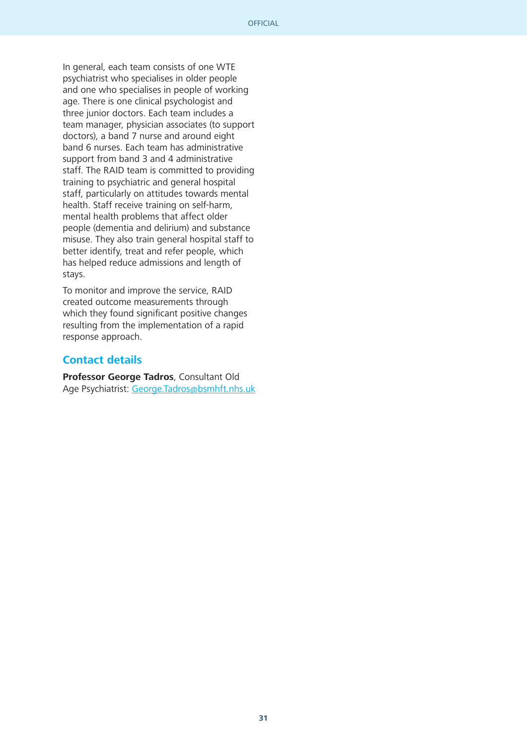In general, each team consists of one WTE psychiatrist who specialises in older people and one who specialises in people of working age. There is one clinical psychologist and three junior doctors. Each team includes a team manager, physician associates (to support doctors), a band 7 nurse and around eight band 6 nurses. Each team has administrative support from band 3 and 4 administrative staff. The RAID team is committed to providing training to psychiatric and general hospital staff, particularly on attitudes towards mental health. Staff receive training on self-harm, mental health problems that affect older people (dementia and delirium) and substance misuse. They also train general hospital staff to better identify, treat and refer people, which has helped reduce admissions and length of stays.

To monitor and improve the service, RAID created outcome measurements through which they found significant positive changes resulting from the implementation of a rapid response approach.

## Contact details

**Professor George Tadros**, Consultant Old Age Psychiatrist: George.Tadros@bsmhft.nhs.uk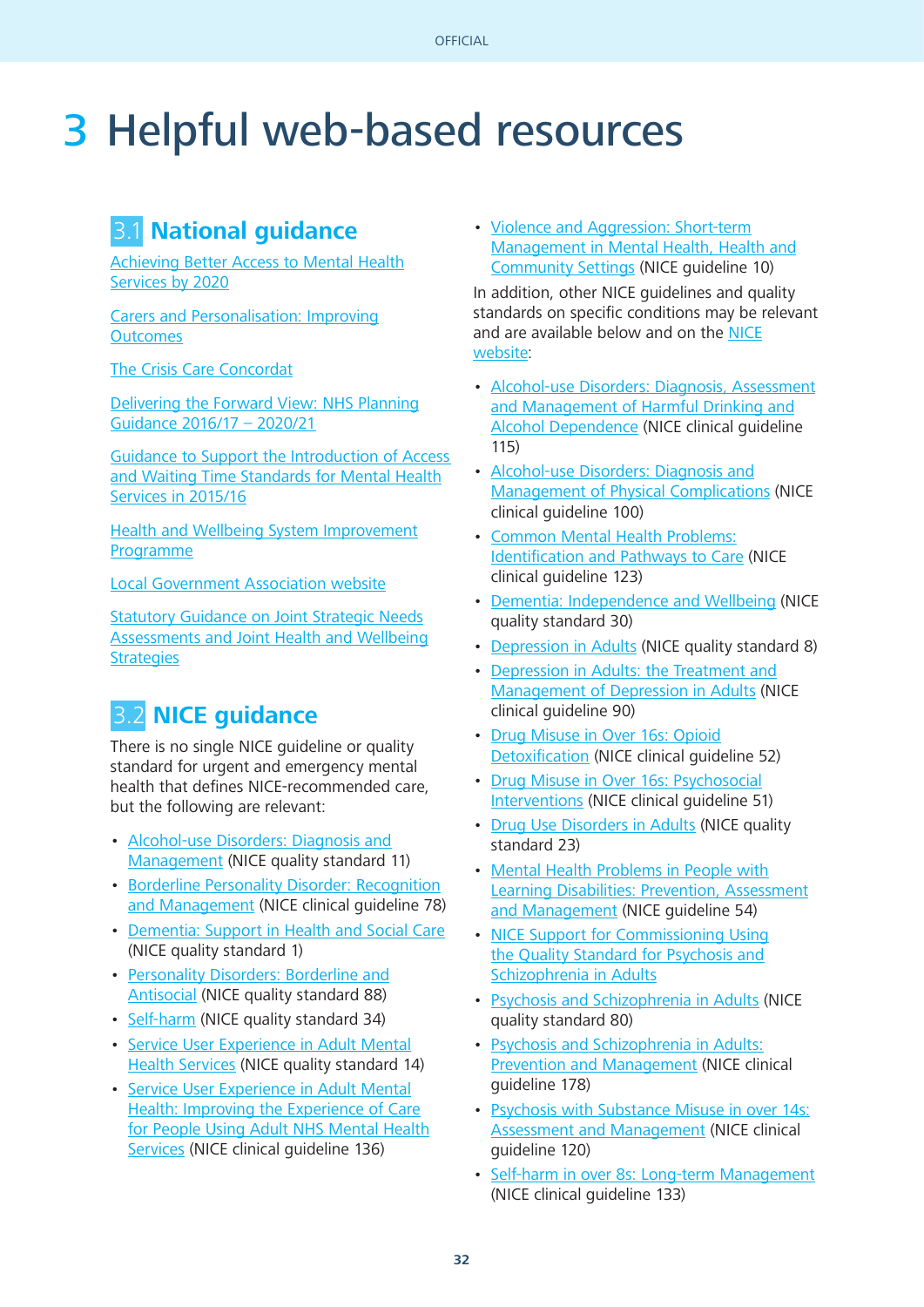# 3 Helpful web-based resources

## 3.1 National guidance

Achieving Better Access to Mental Health Services by 2020

Carers and Personalisation: Improving Outcomes

The Crisis Care Concordat

Delivering the Forward View: NHS Planning Guidance 2016/17 – 2020/21

Guidance to Support the Introduction of Access and Waiting Time Standards for Mental Health Services in 2015/16

Health and Wellbeing System Improvement Programme

Local Government Association website

Statutory Guidance on Joint Strategic Needs Assessments and Joint Health and Wellbeing Strategies

## 3.2 NICE guidance

There is no single NICE guideline or quality standard for urgent and emergency mental health that defines NICE-recommended care, but the following are relevant:

- Alcohol-use Disorders: Diagnosis and Management (NICE quality standard 11)
- Borderline Personality Disorder: Recognition and Management (NICE clinical guideline 78)
- Dementia: Support in Health and Social Care (NICE quality standard 1)
- Personality Disorders: Borderline and Antisocial (NICE quality standard 88)
- Self-harm (NICE quality standard 34)
- Service User Experience in Adult Mental Health Services (NICE quality standard 14)
- Service User Experience in Adult Mental Health: Improving the Experience of Care for People Using Adult NHS Mental Health Services (NICE clinical guideline 136)
- Violence and Aggression: Short-term Management in Mental Health, Health and Community Settings (NICE guideline 10)

In addition, other NICE guidelines and quality standards on specific conditions may be relevant and are available below and on the NICE website:

- Alcohol-use Disorders: Diagnosis, Assessment and Management of Harmful Drinking and Alcohol Dependence (NICE clinical guideline 115)
- Alcohol-use Disorders: Diagnosis and Management of Physical Complications (NICE clinical guideline 100)
- Common Mental Health Problems: Identification and Pathways to Care (NICE clinical guideline 123)
- Dementia: Independence and Wellbeing (NICE quality standard 30)
- Depression in Adults (NICE quality standard 8)
- Depression in Adults: the Treatment and Management of Depression in Adults (NICE clinical guideline 90)
- Drug Misuse in Over 16s: Opioid Detoxification (NICE clinical guideline 52)
- Drug Misuse in Over 16s: Psychosocial Interventions (NICE clinical guideline 51)
- Drug Use Disorders in Adults (NICE quality standard 23)
- Mental Health Problems in People with Learning Disabilities: Prevention, Assessment and Management (NICE guideline 54)
- NICE Support for Commissioning Using the Quality Standard for Psychosis and Schizophrenia in Adults
- Psychosis and Schizophrenia in Adults (NICE quality standard 80)
- Psychosis and Schizophrenia in Adults: Prevention and Management (NICE clinical guideline 178)
- Psychosis with Substance Misuse in over 14s: Assessment and Management (NICE clinical guideline 120)
- Self-harm in over 8s: Long-term Management (NICE clinical guideline 133)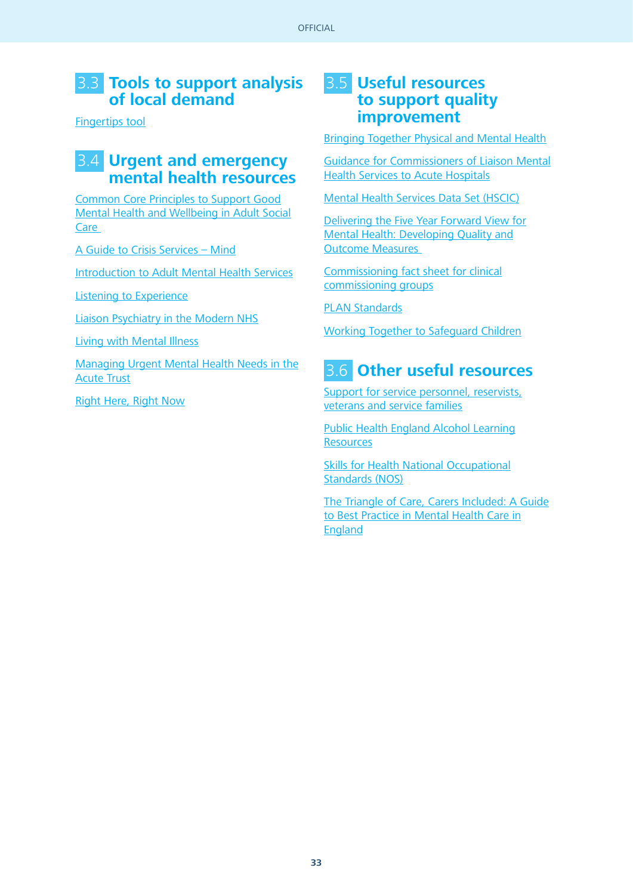## 3.3 Tools to support analysis of local demand

Fingertips tool

## 3.4 Urgent and emergency mental health resources

Common Core Principles to Support Good Mental Health and Wellbeing in Adult Social Care

A Guide to Crisis Services – Mind

Introduction to Adult Mental Health Services

Listening to Experience

Liaison Psychiatry in the Modern NHS

Living with Mental Illness

Managing Urgent Mental Health Needs in the Acute Trust

Right Here, Right Now

## 3.5 Useful resources to support quality improvement

Bringing Together Physical and Mental Health

Guidance for Commissioners of Liaison Mental Health Services to Acute Hospitals

Mental Health Services Data Set (HSCIC)

Delivering the Five Year Forward View for Mental Health: Developing Quality and Outcome Measures

Commissioning fact sheet for clinical commissioning groups

PLAN Standards

Working Together to Safeguard Children

## 3.6 Other useful resources

Support for service personnel, reservists, veterans and service families

Public Health England Alcohol Learning Resources

Skills for Health National Occupational Standards (NOS)

The Triangle of Care, Carers Included: A Guide to Best Practice in Mental Health Care in England